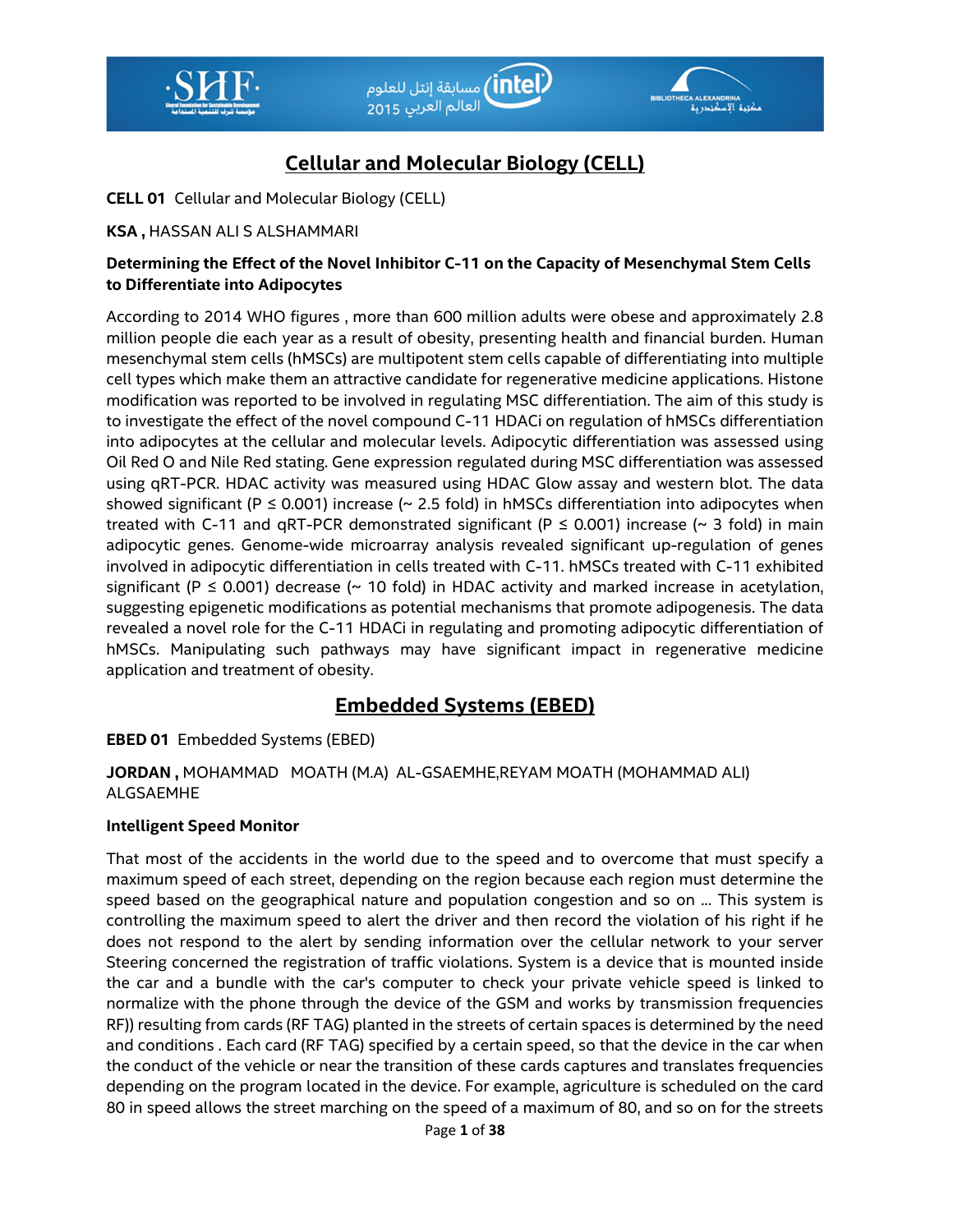## Cellular and Molecular Biology (CELL)

**CELL 01** Cellular and Molecular Biology (CELL)

**KSA ,** HASSAN ALI S ALSHAMMARI

**Determining the Effect of the Novel Inhibitor C-11 on the Capacity of Mesenchymal Stem Cells to Differentiate into Adipocytes**

According to 2014 WHO figures , more than 600 million adults were obese and approximately 2.8 million people die each year as a result of obesity, presenting health and financial burden. Human mesenchymal stem cells (hMSCs) are multipotent stem cells capable of differentiating into multiple cell types which make them an attractive candidate for regenerative medicine applications. Histone modification was reported to be involved in regulating MSC differentiation. The aim of this study is to investigate the effect of the novel compound C-11 HDACi on regulation of hMSCs differentiation into adipocytes at the cellular and molecular levels. Adipocytic differentiation was assessed using Oil Red O and Nile Red stating. Gene expression regulated during MSC differentiation was assessed using qRT-PCR. HDAC activity was measured using HDAC Glow assay and western blot. The data showed significant ($P \leq 0.001$) increase (~ 2.5 fold) in hMSCs differentiation into adipocytes when treated with C-11 and qRT-PCR demonstrated significant ($P \leq 0.001$) increase (~ 3 fold) in main adipocytic genes. Genome-wide microarray analysis revealed significant up-regulation of genes involved in adipocytic differentiation in cells treated with C-11. hMSCs treated with C-11 exhibited significant ($P \leq 0.001$) decrease (~ 10 fold) in HDAC activity and marked increase in acetylation, suggesting epigenetic modifications as potential mechanisms that promote adipogenesis. The data revealed a novel role for the C-11 HDACi in regulating and promoting adipocytic differentiation of hMSCs. Manipulating such pathways may have significant impact in regenerative medicine application and treatment of obesity.

## Embedded Systems (EBED)

**EBED 01** Embedded Systems (EBED)

**JORDAN ,** MOHAMMAD MOATH (M.A) AL-GSAEMHE,REYAM MOATH (MOHAMMAD ALI) ALGSAEMHE

**Intelligent Speed Monitor**

That most of the accidents in the world due to the speed and to overcome that must specify a maximum speed of each street, depending on the region because each region must determine the speed based on the geographical nature and population congestion and so on ... This system is controlling the maximum speed to alert the driver and then record the violation of his right if he does not respond to the alert by sending information over the cellular network to your server Steering concerned the registration of traffic violations. System is a device that is mounted inside the car and a bundle with the car's computer to check your private vehicle speed is linked to normalize with the phone through the device of the GSM and works by transmission frequencies RF)) resulting from cards (RF TAG) planted in the streets of certain spaces is determined by the need and conditions . Each card (RF TAG) specified by a certain speed, so that the device in the car when the conduct of the vehicle or near the transition of these cards captures and translates frequencies depending on the program located in the device. For example, agriculture is scheduled on the card 80 in speed allows the street marching on the speed of a maximum of 80, and so on for the streets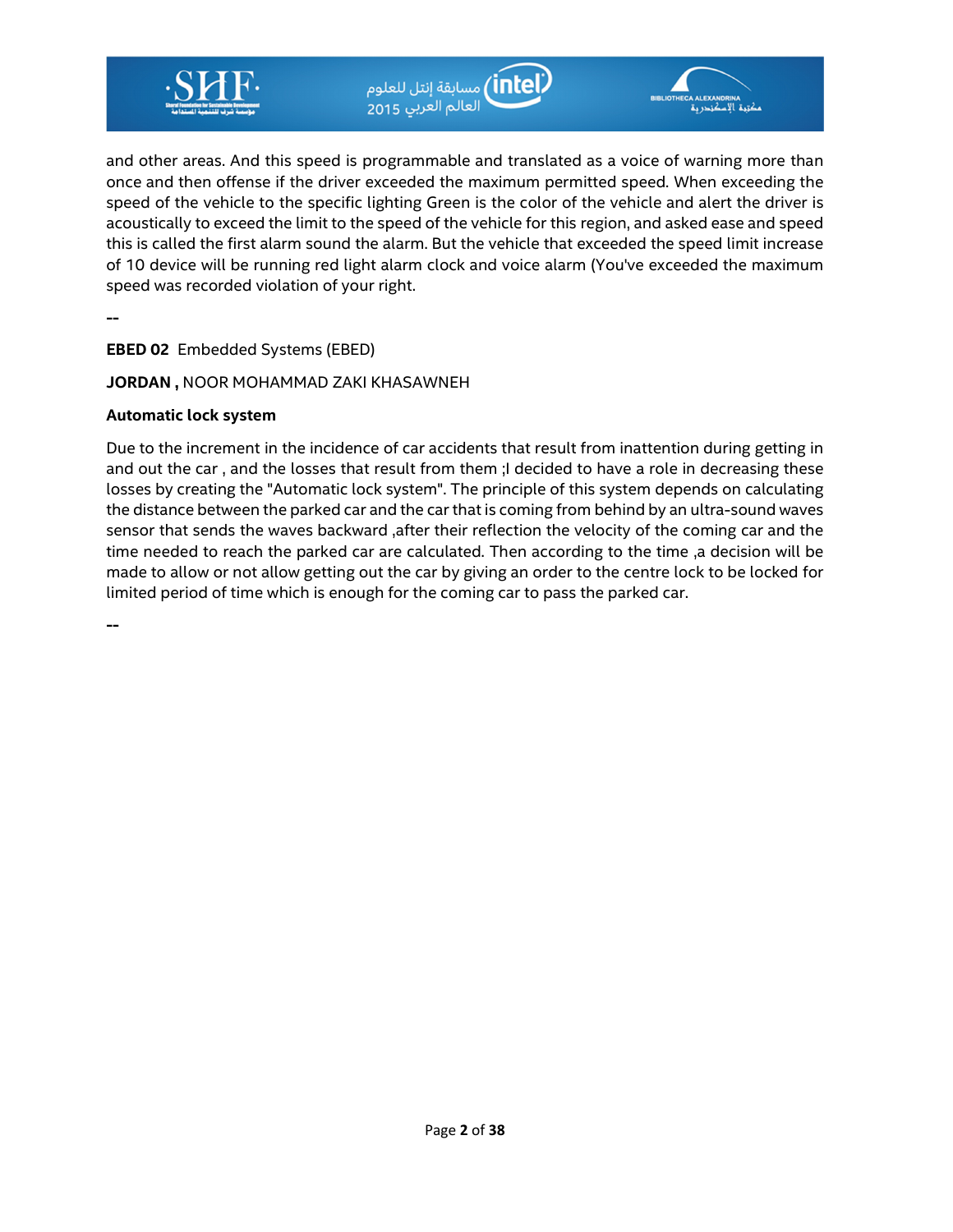and other areas. And this speed is programmable and translated as a voice of warning more than once and then offense if the driver exceeded the maximum permitted speed. When exceeding the speed of the vehicle to the specific lighting Green is the color of the vehicle and alert the driver is acoustically to exceed the limit to the speed of the vehicle for this region, and asked ease and speed this is called the first alarm sound the alarm. But the vehicle that exceeded the speed limit increase of 10 device will be running red light alarm clock and voice alarm (You've exceeded the maximum speed was recorded violation of your right.

--

**EBED 02** Embedded Systems (EBED)

**JORDAN ,** NOOR MOHAMMAD ZAKI KHASAWNEH

**Automatic lock system**

Due to the increment in the incidence of car accidents that result from inattention during getting in and out the car , and the losses that result from them ;I decided to have a role in decreasing these losses by creating the "Automatic lock system". The principle of this system depends on calculating the distance between the parked car and the car that is coming from behind by an ultra-sound waves sensor that sends the waves backward ,after their reflection the velocity of the coming car and the time needed to reach the parked car are calculated. Then according to the time ,a decision will be made to allow or not allow getting out the car by giving an order to the centre lock to be locked for limited period of time which is enough for the coming car to pass the parked car.

--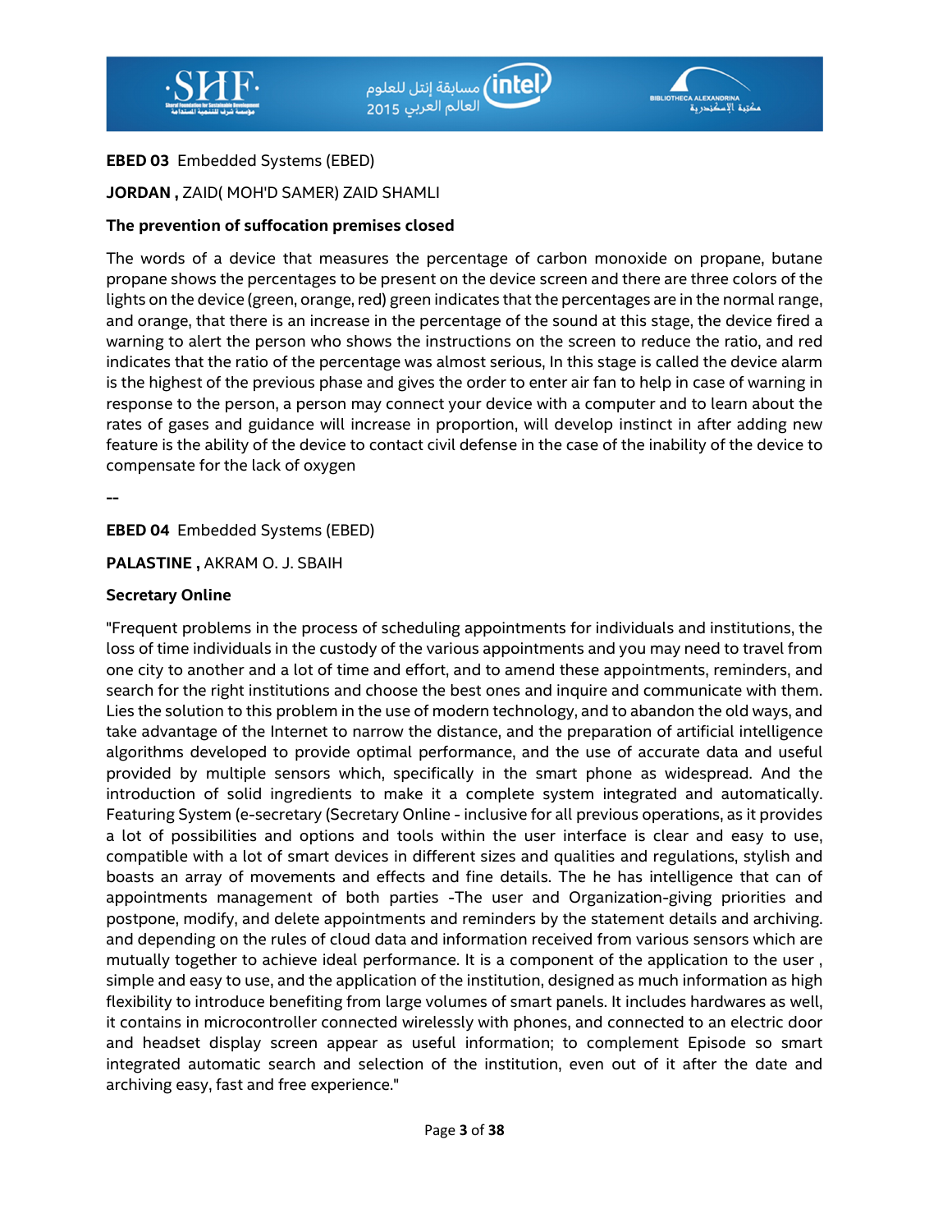**EBED 03** Embedded Systems (EBED)

**JORDAN ,** ZAID( MOH'D SAMER) ZAID SHAMLI

**The prevention of suffocation premises closed**

The words of a device that measures the percentage of carbon monoxide on propane, butane propane shows the percentages to be present on the device screen and there are three colors of the lights on the device (green, orange, red) green indicates that the percentages are in the normal range, and orange, that there is an increase in the percentage of the sound at this stage, the device fired a warning to alert the person who shows the instructions on the screen to reduce the ratio, and red indicates that the ratio of the percentage was almost serious, In this stage is called the device alarm is the highest of the previous phase and gives the order to enter air fan to help in case of warning in response to the person, a person may connect your device with a computer and to learn about the rates of gases and guidance will increase in proportion, will develop instinct in after adding new feature is the ability of the device to contact civil defense in the case of the inability of the device to compensate for the lack of oxygen

--

**EBED 04** Embedded Systems (EBED)

**PALASTINE ,** AKRAM O. J. SBAIH

**Secretary Online**

"Frequent problems in the process of scheduling appointments for individuals and institutions, the loss of time individuals in the custody of the various appointments and you may need to travel from one city to another and a lot of time and effort, and to amend these appointments, reminders, and search for the right institutions and choose the best ones and inquire and communicate with them. Lies the solution to this problem in the use of modern technology, and to abandon the old ways, and take advantage of the Internet to narrow the distance, and the preparation of artificial intelligence algorithms developed to provide optimal performance, and the use of accurate data and useful provided by multiple sensors which, specifically in the smart phone as widespread. And the introduction of solid ingredients to make it a complete system integrated and automatically. Featuring System (e-secretary (Secretary Online - inclusive for all previous operations, as it provides a lot of possibilities and options and tools within the user interface is clear and easy to use, compatible with a lot of smart devices in different sizes and qualities and regulations, stylish and boasts an array of movements and effects and fine details. The he has intelligence that can of appointments management of both parties -The user and Organization-giving priorities and postpone, modify, and delete appointments and reminders by the statement details and archiving. and depending on the rules of cloud data and information received from various sensors which are mutually together to achieve ideal performance. It is a component of the application to the user , simple and easy to use, and the application of the institution, designed as much information as high flexibility to introduce benefiting from large volumes of smart panels. It includes hardwares as well, it contains in microcontroller connected wirelessly with phones, and connected to an electric door and headset display screen appear as useful information; to complement Episode so smart integrated automatic search and selection of the institution, even out of it after the date and archiving easy, fast and free experience."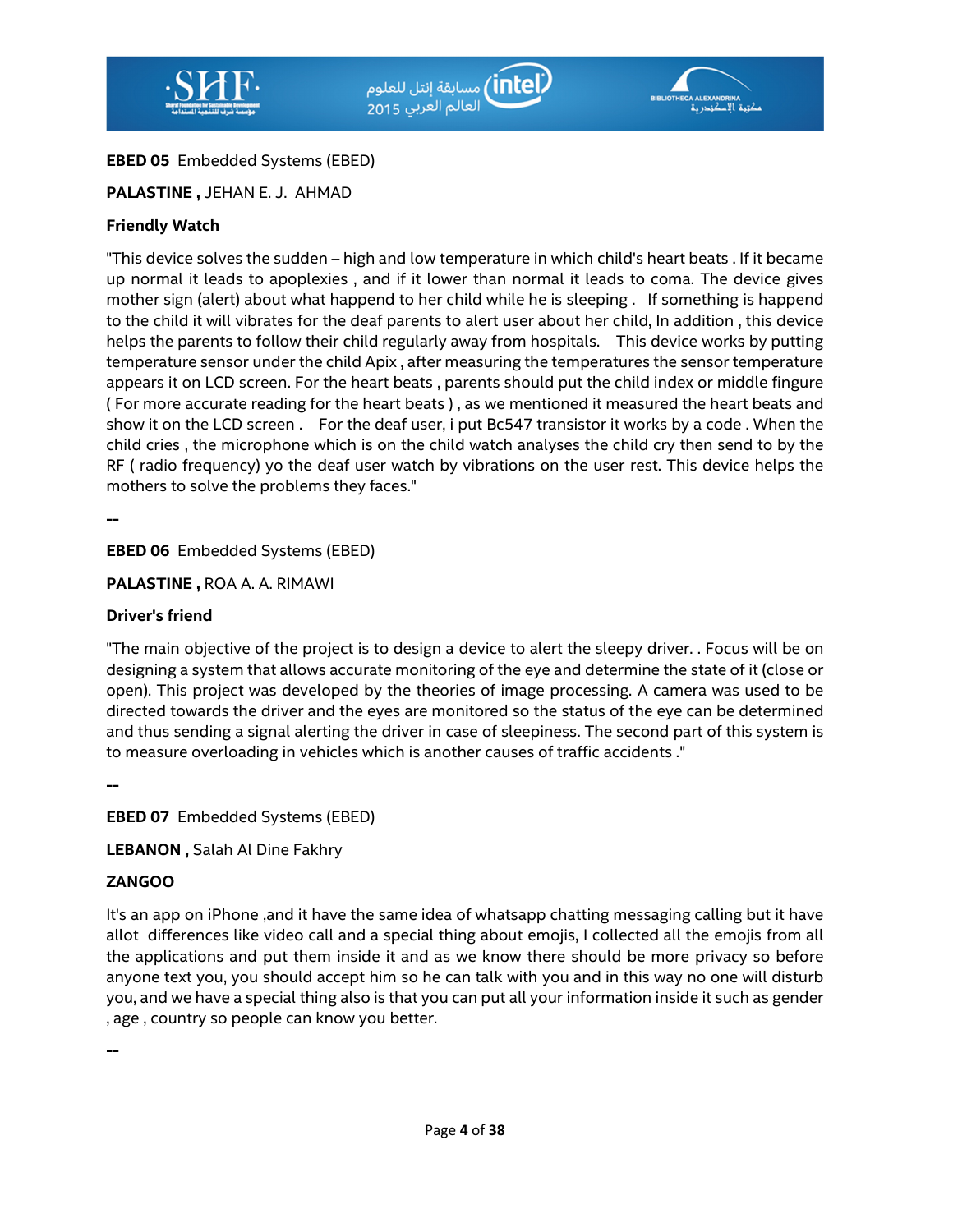**EBED 05** Embedded Systems (EBED)

**PALASTINE ,** JEHAN E. J. AHMAD

**Friendly Watch**

"This device solves the sudden – high and low temperature in which child's heart beats . If it became up normal it leads to apoplexies , and if it lower than normal it leads to coma. The device gives mother sign (alert) about what happend to her child while he is sleeping . If something is happend to the child it will vibrates for the deaf parents to alert user about her child, In addition , this device helps the parents to follow their child regularly away from hospitals. This device works by putting temperature sensor under the child Apix , after measuring the temperatures the sensor temperature appears it on LCD screen. For the heart beats , parents should put the child index or middle fingure ( For more accurate reading for the heart beats ) , as we mentioned it measured the heart beats and show it on the LCD screen . For the deaf user, i put Bc547 transistor it works by a code . When the child cries , the microphone which is on the child watch analyses the child cry then send to by the RF ( radio frequency) yo the deaf user watch by vibrations on the user rest. This device helps the mothers to solve the problems they faces."

--

**EBED 06** Embedded Systems (EBED)

**PALASTINE ,** ROA A. A. RIMAWI

**Driver's friend**

"The main objective of the project is to design a device to alert the sleepy driver. . Focus will be on designing a system that allows accurate monitoring of the eye and determine the state of it (close or open). This project was developed by the theories of image processing. A camera was used to be directed towards the driver and the eyes are monitored so the status of the eye can be determined and thus sending a signal alerting the driver in case of sleepiness. The second part of this system is to measure overloading in vehicles which is another causes of traffic accidents ."

--

**EBED 07** Embedded Systems (EBED)

**LEBANON ,** Salah Al Dine Fakhry

**ZANGOO**

It's an app on iPhone ,and it have the same idea of whatsapp chatting messaging calling but it have allot differences like video call and a special thing about emojis, I collected all the emojis from all the applications and put them inside it and as we know there should be more privacy so before anyone text you, you should accept him so he can talk with you and in this way no one will disturb you, and we have a special thing also is that you can put all your information inside it such as gender , age , country so people can know you better.

--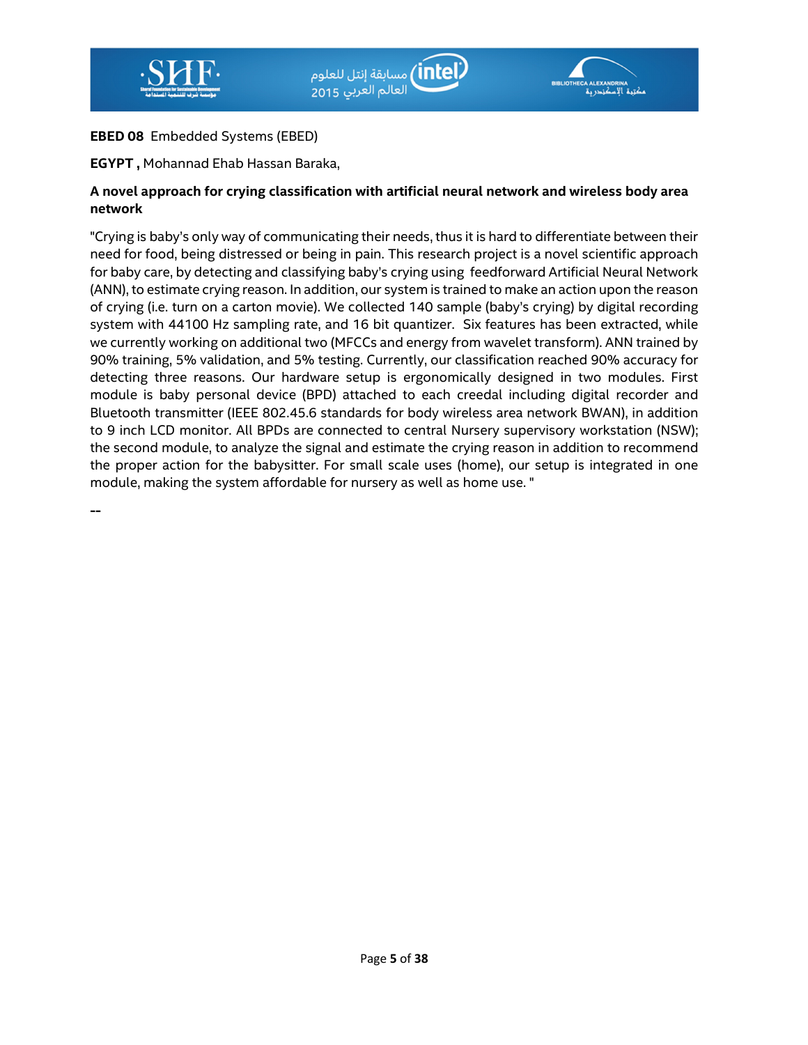**EBED 08** Embedded Systems (EBED)

**EGYPT ,** Mohannad Ehab Hassan Baraka,

**A novel approach for crying classification with artificial neural network and wireless body area network**

"Crying is baby's only way of communicating their needs, thus it is hard to differentiate between their need for food, being distressed or being in pain. This research project is a novel scientific approach for baby care, by detecting and classifying baby's crying using feedforward Artificial Neural Network (ANN), to estimate crying reason. In addition, our system is trained to make an action upon the reason of crying (i.e. turn on a carton movie). We collected 140 sample (baby's crying) by digital recording system with 44100 Hz sampling rate, and 16 bit quantizer. Six features has been extracted, while we currently working on additional two (MFCCs and energy from wavelet transform). ANN trained by 90% training, 5% validation, and 5% testing. Currently, our classification reached 90% accuracy for detecting three reasons. Our hardware setup is ergonomically designed in two modules. First module is baby personal device (BPD) attached to each creedal including digital recorder and Bluetooth transmitter (IEEE 802.45.6 standards for body wireless area network BWAN), in addition to 9 inch LCD monitor. All BPDs are connected to central Nursery supervisory workstation (NSW); the second module, to analyze the signal and estimate the crying reason in addition to recommend the proper action for the babysitter. For small scale uses (home), our setup is integrated in one module, making the system affordable for nursery as well as home use. "

--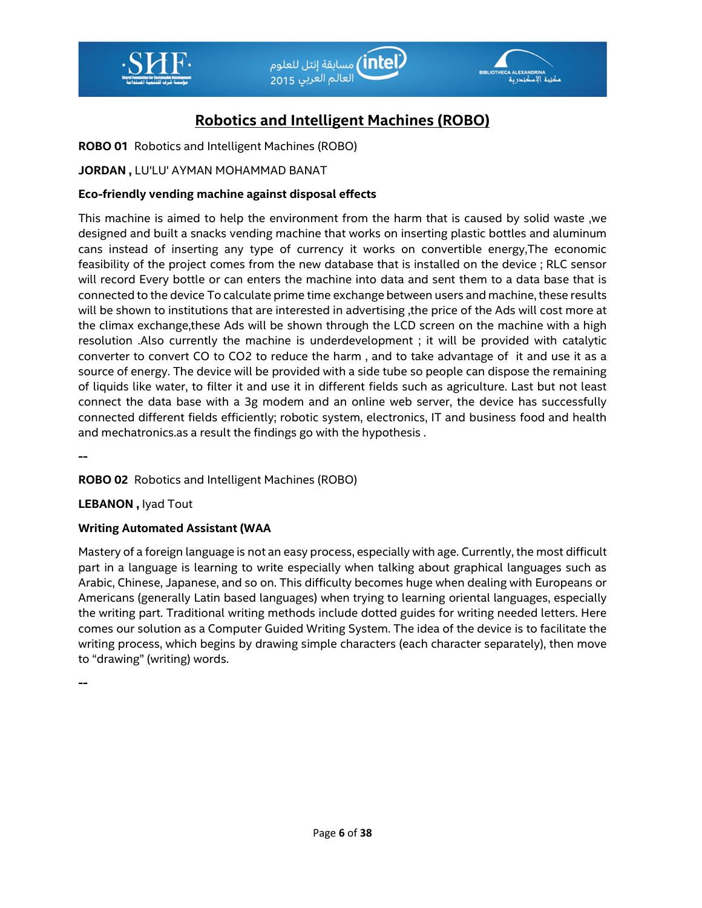# Robotics and Intelligent Machines (ROBO)

**ROBO 01** Robotics and Intelligent Machines (ROBO)

**JORDAN ,** LU'LU' AYMAN MOHAMMAD BANAT

**Eco-friendly vending machine against disposal effects**

This machine is aimed to help the environment from the harm that is caused by solid waste ,we designed and built a snacks vending machine that works on inserting plastic bottles and aluminum cans instead of inserting any type of currency it works on convertible energy,The economic feasibility of the project comes from the new database that is installed on the device ; RLC sensor will record Every bottle or can enters the machine into data and sent them to a data base that is connected to the device To calculate prime time exchange between users and machine, these results will be shown to institutions that are interested in advertising ,the price of the Ads will cost more at the climax exchange,these Ads will be shown through the LCD screen on the machine with a high resolution .Also currently the machine is underdevelopment ; it will be provided with catalytic converter to convert CO to CO2 to reduce the harm , and to take advantage of it and use it as a source of energy. The device will be provided with a side tube so people can dispose the remaining of liquids like water, to filter it and use it in different fields such as agriculture. Last but not least connect the data base with a 3g modem and an online web server, the device has successfully connected different fields efficiently; robotic system, electronics, IT and business food and health and mechatronics.as a result the findings go with the hypothesis .

--

**ROBO 02** Robotics and Intelligent Machines (ROBO)

**LEBANON ,** Iyad Tout

**Writing Automated Assistant (WAA**

Mastery of a foreign language is not an easy process, especially with age. Currently, the most difficult part in a language is learning to write especially when talking about graphical languages such as Arabic, Chinese, Japanese, and so on. This difficulty becomes huge when dealing with Europeans or Americans (generally Latin based languages) when trying to learning oriental languages, especially the writing part. Traditional writing methods include dotted guides for writing needed letters. Here comes our solution as a Computer Guided Writing System. The idea of the device is to facilitate the writing process, which begins by drawing simple characters (each character separately), then move to "drawing" (writing) words.

--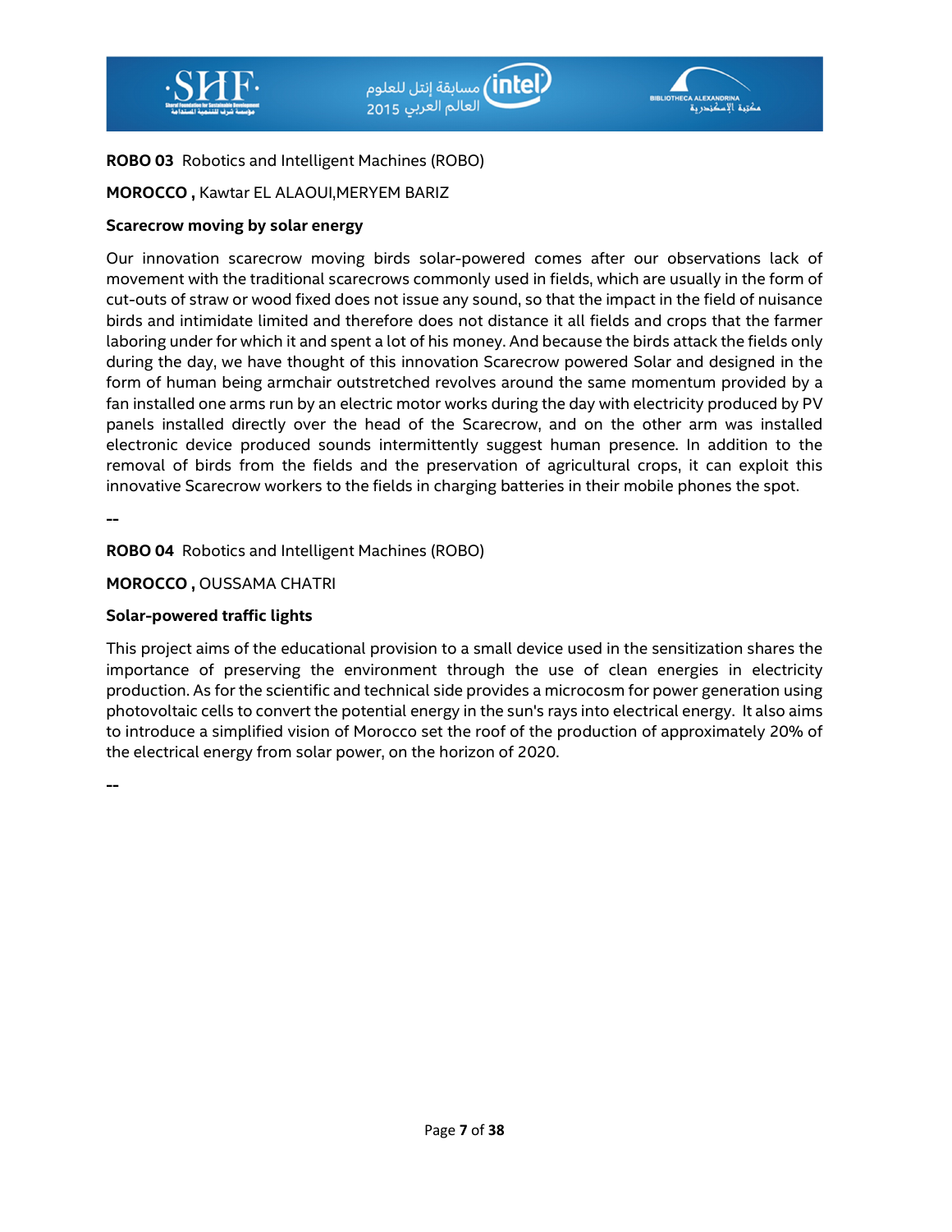**ROBO 03** Robotics and Intelligent Machines (ROBO)

**MOROCCO ,** Kawtar EL ALAOUI,MERYEM BARIZ

**Scarecrow moving by solar energy**

Our innovation scarecrow moving birds solar-powered comes after our observations lack of movement with the traditional scarecrows commonly used in fields, which are usually in the form of cut-outs of straw or wood fixed does not issue any sound, so that the impact in the field of nuisance birds and intimidate limited and therefore does not distance it all fields and crops that the farmer laboring under for which it and spent a lot of his money. And because the birds attack the fields only during the day, we have thought of this innovation Scarecrow powered Solar and designed in the form of human being armchair outstretched revolves around the same momentum provided by a fan installed one arms run by an electric motor works during the day with electricity produced by PV panels installed directly over the head of the Scarecrow, and on the other arm was installed electronic device produced sounds intermittently suggest human presence. In addition to the removal of birds from the fields and the preservation of agricultural crops, it can exploit this innovative Scarecrow workers to the fields in charging batteries in their mobile phones the spot.

--

**ROBO 04** Robotics and Intelligent Machines (ROBO)

**MOROCCO ,** OUSSAMA CHATRI

**Solar-powered traffic lights**

This project aims of the educational provision to a small device used in the sensitization shares the importance of preserving the environment through the use of clean energies in electricity production. As for the scientific and technical side provides a microcosm for power generation using photovoltaic cells to convert the potential energy in the sun's rays into electrical energy. It also aims to introduce a simplified vision of Morocco set the roof of the production of approximately 20% of the electrical energy from solar power, on the horizon of 2020.

--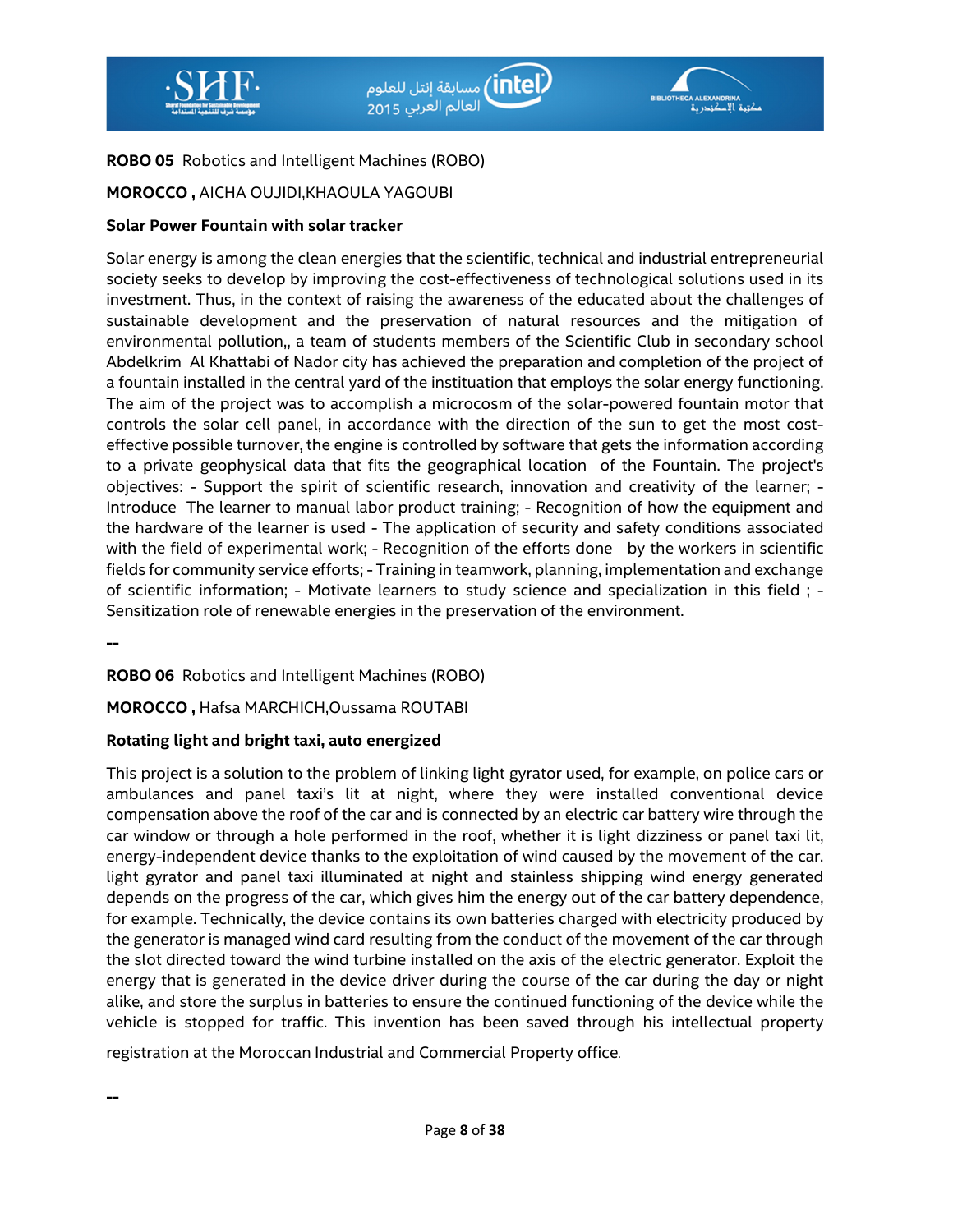**ROBO 05** Robotics and Intelligent Machines (ROBO)

**MOROCCO ,** AICHA OUJIDI,KHAOULA YAGOUBI

**Solar Power Fountain with solar tracker**

Solar energy is among the clean energies that the scientific, technical and industrial entrepreneurial society seeks to develop by improving the cost-effectiveness of technological solutions used in its investment. Thus, in the context of raising the awareness of the educated about the challenges of sustainable development and the preservation of natural resources and the mitigation of environmental pollution,, a team of students members of the Scientific Club in secondary school Abdelkrim Al Khattabi of Nador city has achieved the preparation and completion of the project of a fountain installed in the central yard of the instituation that employs the solar energy functioning. The aim of the project was to accomplish a microcosm of the solar-powered fountain motor that controls the solar cell panel, in accordance with the direction of the sun to get the most cost-effective possible turnover, the engine is controlled by software that gets the information according to a private geophysical data that fits the geographical location of the Fountain. The project's objectives: - Support the spirit of scientific research, innovation and creativity of the learner; - Introduce The learner to manual labor product training; - Recognition of how the equipment and the hardware of the learner is used - The application of security and safety conditions associated with the field of experimental work; - Recognition of the efforts done by the workers in scientific fields for community service efforts; - Training in teamwork, planning, implementation and exchange of scientific information; - Motivate learners to study science and specialization in this field ; - Sensitization role of renewable energies in the preservation of the environment.

--

**ROBO 06** Robotics and Intelligent Machines (ROBO)

**MOROCCO ,** Hafsa MARCHICH,Oussama ROUTABI

**Rotating light and bright taxi, auto energized**

This project is a solution to the problem of linking light gyrator used, for example, on police cars or ambulances and panel taxi's lit at night, where they were installed conventional device compensation above the roof of the car and is connected by an electric car battery wire through the car window or through a hole performed in the roof, whether it is light dizziness or panel taxi lit, energy-independent device thanks to the exploitation of wind caused by the movement of the car. light gyrator and panel taxi illuminated at night and stainless shipping wind energy generated depends on the progress of the car, which gives him the energy out of the car battery dependence, for example. Technically, the device contains its own batteries charged with electricity produced by the generator is managed wind card resulting from the conduct of the movement of the car through the slot directed toward the wind turbine installed on the axis of the electric generator. Exploit the energy that is generated in the device driver during the course of the car during the day or night alike, and store the surplus in batteries to ensure the continued functioning of the device while the vehicle is stopped for traffic. This invention has been saved through his intellectual property registration at the Moroccan Industrial and Commercial Property office.

--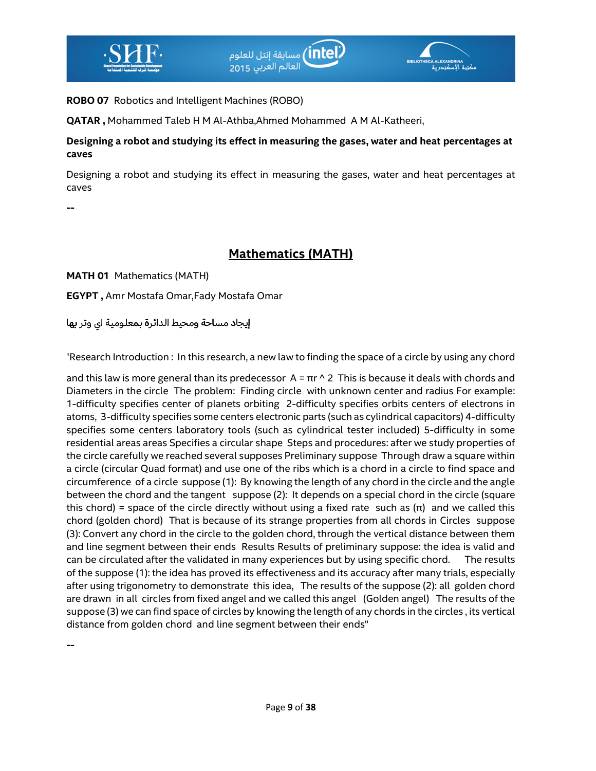**ROBO 07** Robotics and Intelligent Machines (ROBO)

**QATAR ,** Mohammed Taleb H M Al-Athba,Ahmed Mohammed A M Al-Katheeri,

**Designing a robot and studying its effect in measuring the gases, water and heat percentages at caves**

Designing a robot and studying its effect in measuring the gases, water and heat percentages at caves

--

## Mathematics (MATH)

**MATH 01** Mathematics (MATH)

**EGYPT ,** Amr Mostafa Omar,Fady Mostafa Omar

إيجاد مساحة ومحيط الدائرة بمعلومية اي وتر بها

"Research Introduction : In this research, a new law to finding the space of a circle by using any chord

and this law is more general than its predecessor $A = \pi r ^ 2$ This is because it deals with chords and Diameters in the circle The problem: Finding circle with unknown center and radius For example: 1-difficulty specifies center of planets orbiting 2-difficulty specifies orbits centers of electrons in atoms, 3-difficulty specifies some centers electronic parts (such as cylindrical capacitors) 4-difficulty specifies some centers laboratory tools (such as cylindrical tester included) 5-difficulty in some residential areas areas Specifies a circular shape Steps and procedures: after we study properties of the circle carefully we reached several supposes Preliminary suppose Through draw a square within a circle (circular Quad format) and use one of the ribs which is a chord in a circle to find space and circumference of a circle suppose (1): By knowing the length of any chord in the circle and the angle between the chord and the tangent suppose (2): It depends on a special chord in the circle (square this chord) = space of the circle directly without using a fixed rate such as ($\pi$) and we called this chord (golden chord) That is because of its strange properties from all chords in Circles suppose (3): Convert any chord in the circle to the golden chord, through the vertical distance between them and line segment between their ends Results Results of preliminary suppose: the idea is valid and can be circulated after the validated in many experiences but by using specific chord. The results of the suppose (1): the idea has proved its effectiveness and its accuracy after many trials, especially after using trigonometry to demonstrate this idea, The results of the suppose (2): all golden chord are drawn in all circles from fixed angel and we called this angel (Golden angel) The results of the suppose (3) we can find space of circles by knowing the length of any chords in the circles , its vertical distance from golden chord and line segment between their ends"

--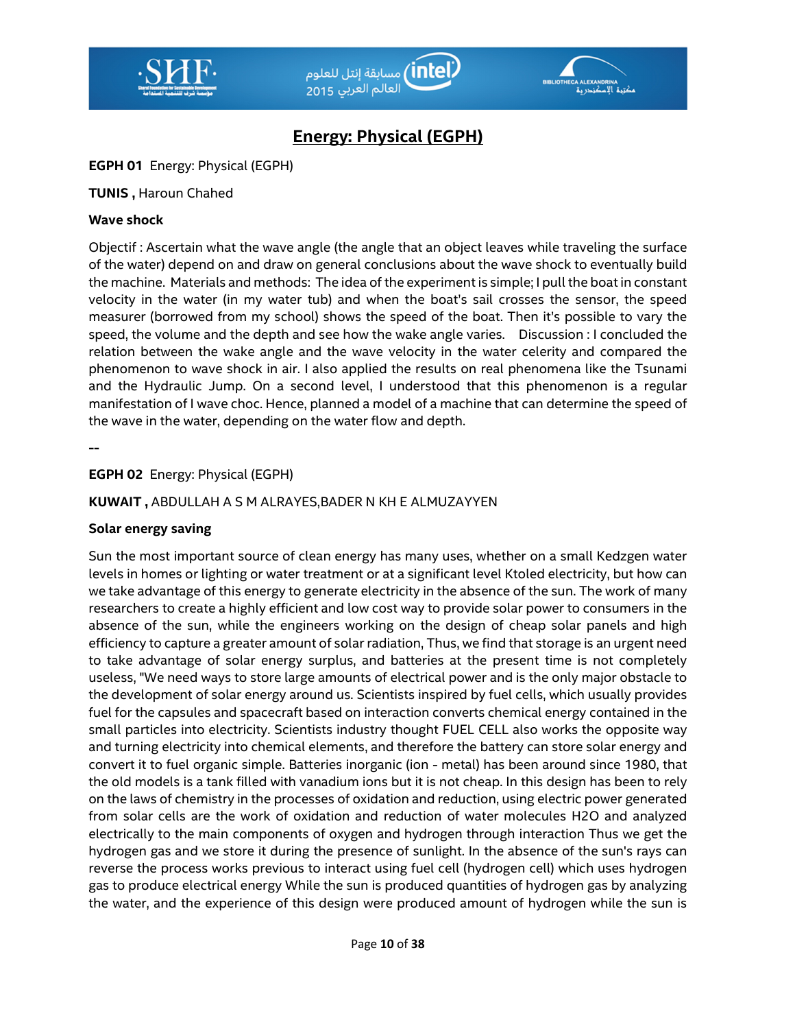# Energy: Physical (EGPH)

**EGPH 01** Energy: Physical (EGPH)

**TUNIS ,** Haroun Chahed

**Wave shock**

Objectif : Ascertain what the wave angle (the angle that an object leaves while traveling the surface of the water) depend on and draw on general conclusions about the wave shock to eventually build the machine. Materials and methods: The idea of the experiment is simple; I pull the boat in constant velocity in the water (in my water tub) and when the boat's sail crosses the sensor, the speed measurer (borrowed from my school) shows the speed of the boat. Then it's possible to vary the speed, the volume and the depth and see how the wake angle varies. Discussion : I concluded the relation between the wake angle and the wave velocity in the water celerity and compared the phenomenon to wave shock in air. I also applied the results on real phenomena like the Tsunami and the Hydraulic Jump. On a second level, I understood that this phenomenon is a regular manifestation of I wave choc. Hence, planned a model of a machine that can determine the speed of the wave in the water, depending on the water flow and depth.

--

**EGPH 02** Energy: Physical (EGPH)

**KUWAIT ,** ABDULLAH A S M ALRAYES,BADER N KH E ALMUZAYYEN

**Solar energy saving**

Sun the most important source of clean energy has many uses, whether on a small Kedzgen water levels in homes or lighting or water treatment or at a significant level Ktoled electricity, but how can we take advantage of this energy to generate electricity in the absence of the sun. The work of many researchers to create a highly efficient and low cost way to provide solar power to consumers in the absence of the sun, while the engineers working on the design of cheap solar panels and high efficiency to capture a greater amount of solar radiation, Thus, we find that storage is an urgent need to take advantage of solar energy surplus, and batteries at the present time is not completely useless, "We need ways to store large amounts of electrical power and is the only major obstacle to the development of solar energy around us. Scientists inspired by fuel cells, which usually provides fuel for the capsules and spacecraft based on interaction converts chemical energy contained in the small particles into electricity. Scientists industry thought FUEL CELL also works the opposite way and turning electricity into chemical elements, and therefore the battery can store solar energy and convert it to fuel organic simple. Batteries inorganic (ion - metal) has been around since 1980, that the old models is a tank filled with vanadium ions but it is not cheap. In this design has been to rely on the laws of chemistry in the processes of oxidation and reduction, using electric power generated from solar cells are the work of oxidation and reduction of water molecules $H_2O$ and analyzed electrically to the main components of oxygen and hydrogen through interaction Thus we get the hydrogen gas and we store it during the presence of sunlight. In the absence of the sun's rays can reverse the process works previous to interact using fuel cell (hydrogen cell) which uses hydrogen gas to produce electrical energy While the sun is produced quantities of hydrogen gas by analyzing the water, and the experience of this design were produced amount of hydrogen while the sun is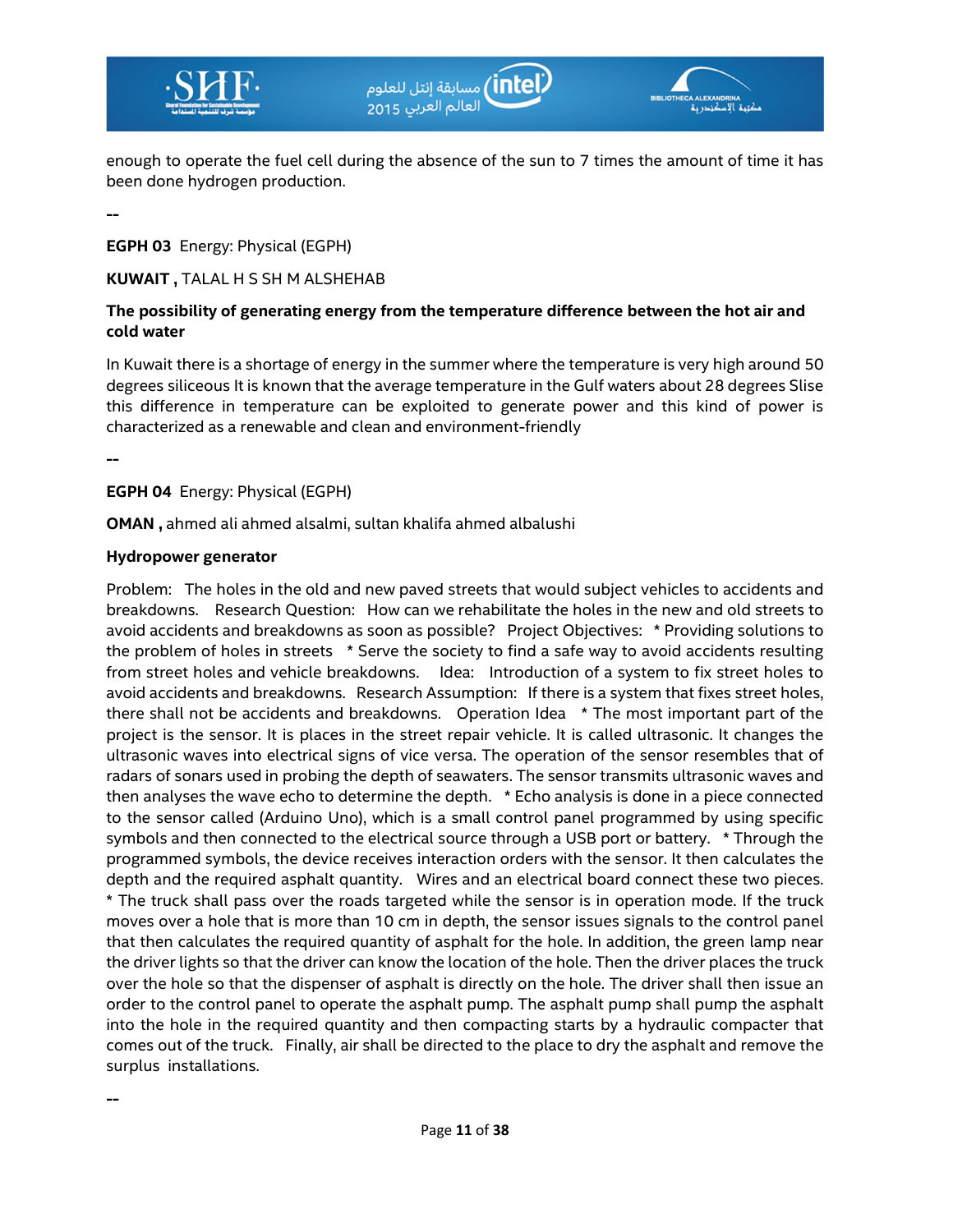enough to operate the fuel cell during the absence of the sun to 7 times the amount of time it has been done hydrogen production.

--

**EGPH 03** Energy: Physical (EGPH)

**KUWAIT ,** TALAL H S SH M ALSHEHAB

**The possibility of generating energy from the temperature difference between the hot air and cold water**

In Kuwait there is a shortage of energy in the summer where the temperature is very high around 50 degrees siliceous It is known that the average temperature in the Gulf waters about 28 degrees Slise this difference in temperature can be exploited to generate power and this kind of power is characterized as a renewable and clean and environment-friendly

--

**EGPH 04** Energy: Physical (EGPH)

**OMAN ,** ahmed ali ahmed alsalmi, sultan khalifa ahmed albalushi

**Hydropower generator**

Problem: The holes in the old and new paved streets that would subject vehicles to accidents and breakdowns. Research Question: How can we rehabilitate the holes in the new and old streets to avoid accidents and breakdowns as soon as possible? Project Objectives: * Providing solutions to the problem of holes in streets * Serve the society to find a safe way to avoid accidents resulting from street holes and vehicle breakdowns. Idea: Introduction of a system to fix street holes to avoid accidents and breakdowns. Research Assumption: If there is a system that fixes street holes, there shall not be accidents and breakdowns. Operation Idea * The most important part of the project is the sensor. It is places in the street repair vehicle. It is called ultrasonic. It changes the ultrasonic waves into electrical signs of vice versa. The operation of the sensor resembles that of radars of sonars used in probing the depth of seawaters. The sensor transmits ultrasonic waves and then analyses the wave echo to determine the depth. * Echo analysis is done in a piece connected to the sensor called (Arduino Uno), which is a small control panel programmed by using specific symbols and then connected to the electrical source through a USB port or battery. * Through the programmed symbols, the device receives interaction orders with the sensor. It then calculates the depth and the required asphalt quantity. Wires and an electrical board connect these two pieces. * The truck shall pass over the roads targeted while the sensor is in operation mode. If the truck moves over a hole that is more than 10 cm in depth, the sensor issues signals to the control panel that then calculates the required quantity of asphalt for the hole. In addition, the green lamp near the driver lights so that the driver can know the location of the hole. Then the driver places the truck over the hole so that the dispenser of asphalt is directly on the hole. The driver shall then issue an order to the control panel to operate the asphalt pump. The asphalt pump shall pump the asphalt into the hole in the required quantity and then compacting starts by a hydraulic compacter that comes out of the truck. Finally, air shall be directed to the place to dry the asphalt and remove the surplus installations.

--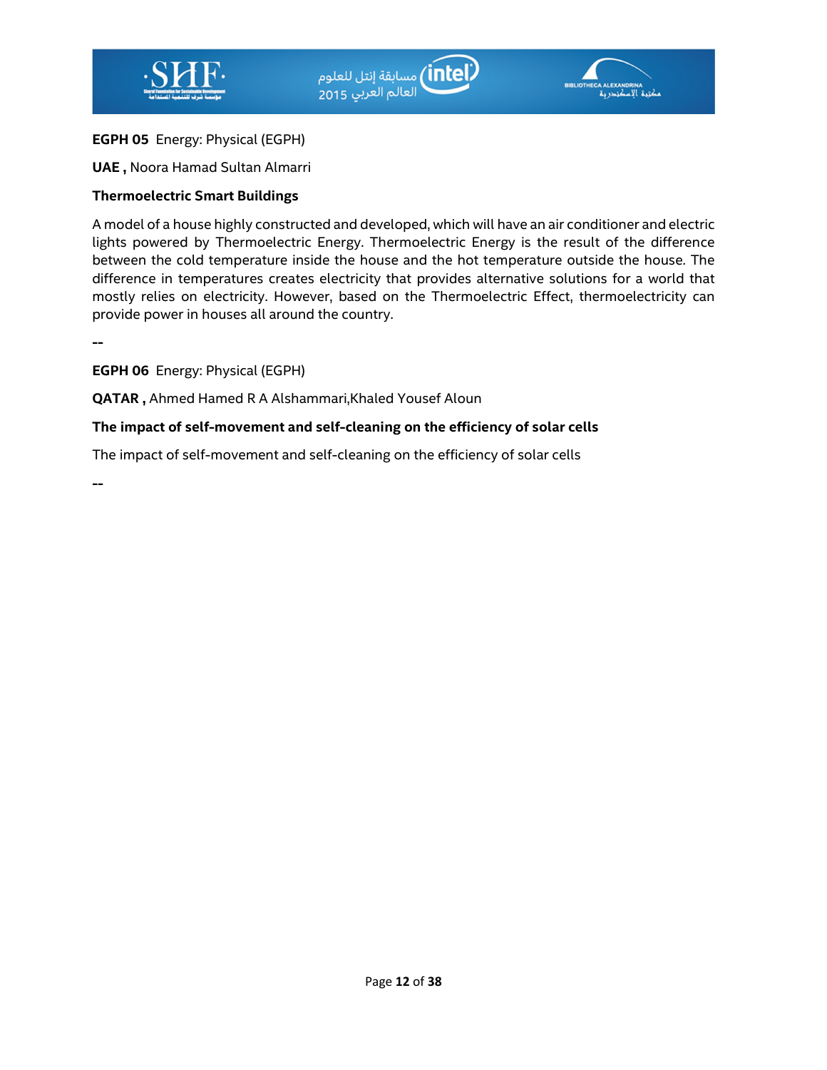**EGPH 05** Energy: Physical (EGPH)

**UAE ,** Noora Hamad Sultan Almarri

**Thermoelectric Smart Buildings**

A model of a house highly constructed and developed, which will have an air conditioner and electric lights powered by Thermoelectric Energy. Thermoelectric Energy is the result of the difference between the cold temperature inside the house and the hot temperature outside the house. The difference in temperatures creates electricity that provides alternative solutions for a world that mostly relies on electricity. However, based on the Thermoelectric Effect, thermoelectricity can provide power in houses all around the country.

--

**EGPH 06** Energy: Physical (EGPH)

**QATAR ,** Ahmed Hamed R A Alshammari,Khaled Yousef Aloun

**The impact of self-movement and self-cleaning on the efficiency of solar cells**

The impact of self-movement and self-cleaning on the efficiency of solar cells

--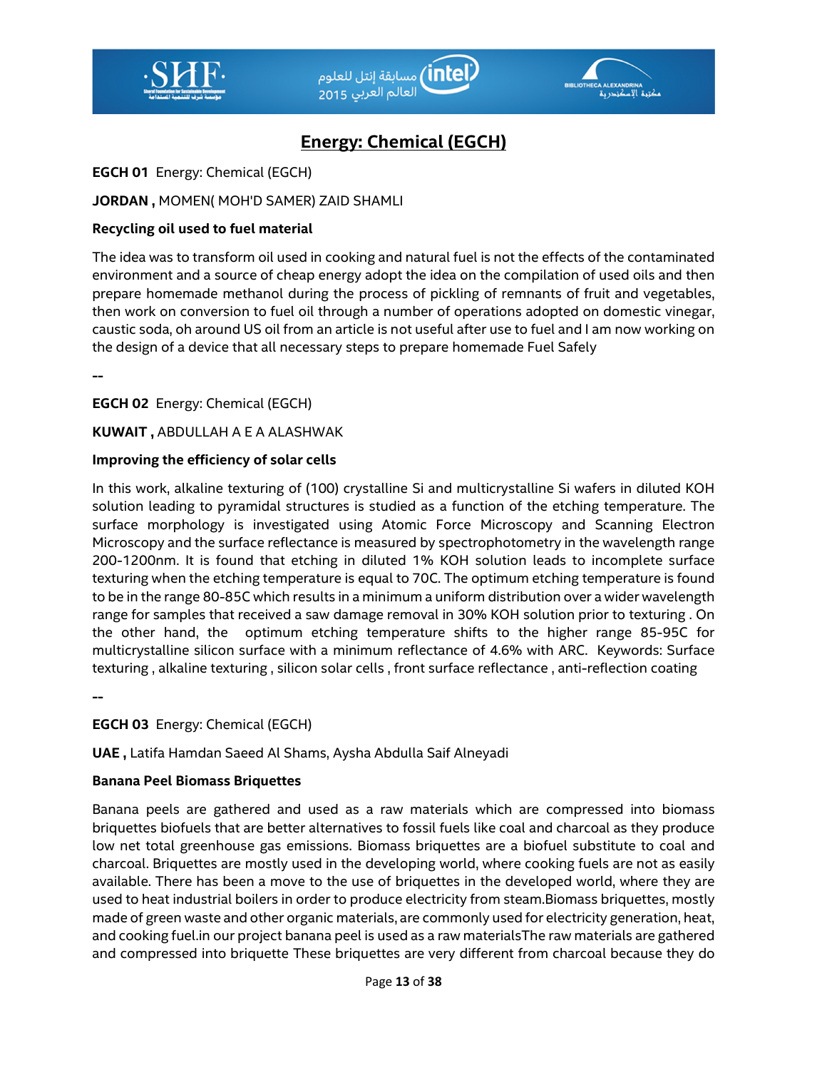# Energy: Chemical (EGCH)

**EGCH 01** Energy: Chemical (EGCH)

**JORDAN ,** MOMEN( MOH'D SAMER) ZAID SHAMLI

**Recycling oil used to fuel material**

The idea was to transform oil used in cooking and natural fuel is not the effects of the contaminated environment and a source of cheap energy adopt the idea on the compilation of used oils and then prepare homemade methanol during the process of pickling of remnants of fruit and vegetables, then work on conversion to fuel oil through a number of operations adopted on domestic vinegar, caustic soda, oh around US oil from an article is not useful after use to fuel and I am now working on the design of a device that all necessary steps to prepare homemade Fuel Safely

--

**EGCH 02** Energy: Chemical (EGCH)

**KUWAIT ,** ABDULLAH A E A ALASHWAK

**Improving the efficiency of solar cells**

In this work, alkaline texturing of (100) crystalline Si and multicrystalline Si wafers in diluted KOH solution leading to pyramidal structures is studied as a function of the etching temperature. The surface morphology is investigated using Atomic Force Microscopy and Scanning Electron Microscopy and the surface reflectance is measured by spectrophotometry in the wavelength range 200-1200nm. It is found that etching in diluted 1% KOH solution leads to incomplete surface texturing when the etching temperature is equal to 70C. The optimum etching temperature is found to be in the range 80-85C which results in a minimum a uniform distribution over a wider wavelength range for samples that received a saw damage removal in 30% KOH solution prior to texturing . On the other hand, the optimum etching temperature shifts to the higher range 85-95C for multicrystalline silicon surface with a minimum reflectance of 4.6% with ARC. Keywords: Surface texturing , alkaline texturing , silicon solar cells , front surface reflectance , anti-reflection coating

--

**EGCH 03** Energy: Chemical (EGCH)

**UAE ,** Latifa Hamdan Saeed Al Shams, Aysha Abdulla Saif Alneyadi

**Banana Peel Biomass Briquettes**

Banana peels are gathered and used as a raw materials which are compressed into biomass briquettes biofuels that are better alternatives to fossil fuels like coal and charcoal as they produce low net total greenhouse gas emissions. Biomass briquettes are a biofuel substitute to coal and charcoal. Briquettes are mostly used in the developing world, where cooking fuels are not as easily available. There has been a move to the use of briquettes in the developed world, where they are used to heat industrial boilers in order to produce electricity from steam.Biomass briquettes, mostly made of green waste and other organic materials, are commonly used for electricity generation, heat, and cooking fuel.in our project banana peel is used as a raw materialsThe raw materials are gathered and compressed into briquette These briquettes are very different from charcoal because they do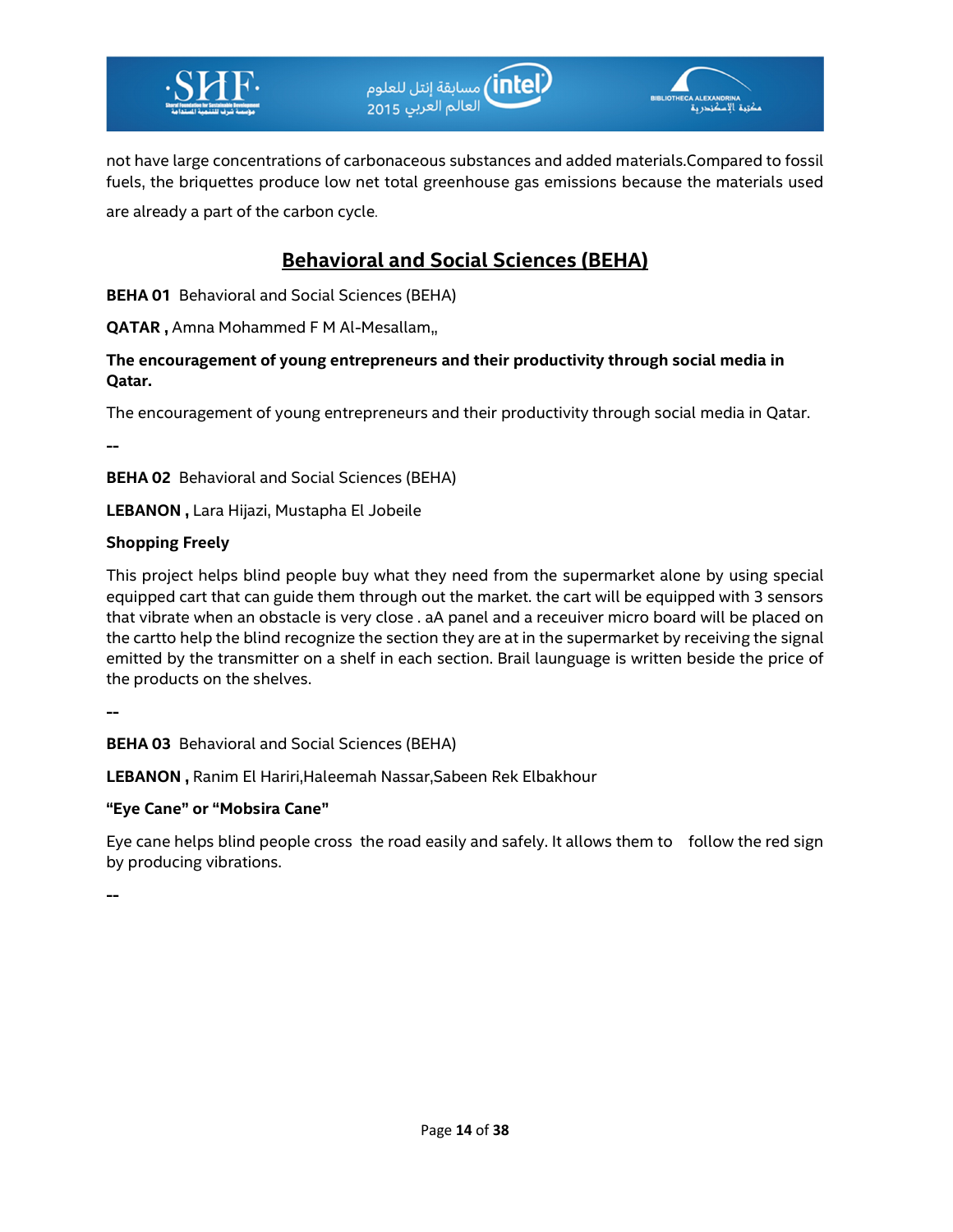not have large concentrations of carbonaceous substances and added materials.Compared to fossil fuels, the briquettes produce low net total greenhouse gas emissions because the materials used are already a part of the carbon cycle.

## Behavioral and Social Sciences (BEHA)

**BEHA 01** Behavioral and Social Sciences (BEHA)

**QATAR ,** Amna Mohammed F M Al-Mesallam,,

**The encouragement of young entrepreneurs and their productivity through social media in Qatar.**

The encouragement of young entrepreneurs and their productivity through social media in Qatar.

--

**BEHA 02** Behavioral and Social Sciences (BEHA)

**LEBANON ,** Lara Hijazi, Mustapha El Jobeile

**Shopping Freely**

This project helps blind people buy what they need from the supermarket alone by using special equipped cart that can guide them through out the market. the cart will be equipped with 3 sensors that vibrate when an obstacle is very close . aA panel and a receuiver micro board will be placed on the cartto help the blind recognize the section they are at in the supermarket by receiving the signal emitted by the transmitter on a shelf in each section. Brail launguage is written beside the price of the products on the shelves.

--

**BEHA 03** Behavioral and Social Sciences (BEHA)

**LEBANON ,** Ranim El Hariri,Haleemah Nassar,Sabeen Rek Elbakhour

**“Eye Cane” or “Mobsira Cane”**

Eye cane helps blind people cross the road easily and safely. It allows them to follow the red sign by producing vibrations.

--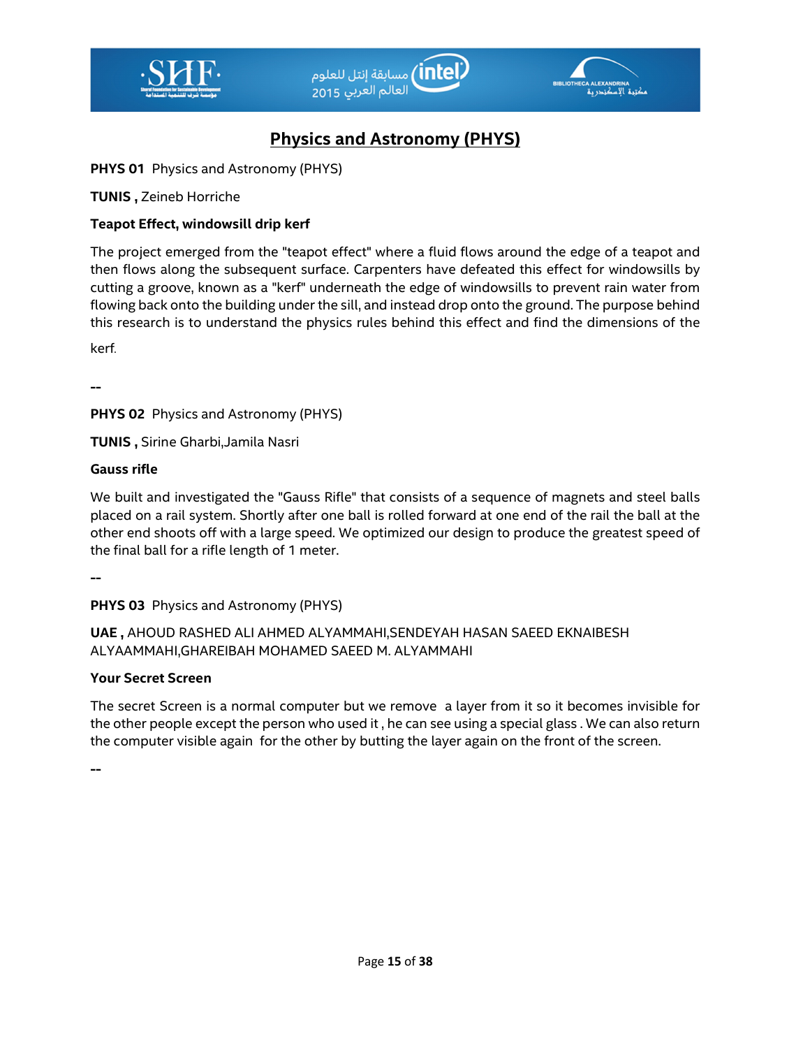# Physics and Astronomy (PHYS)

**PHYS 01** Physics and Astronomy (PHYS)

**TUNIS ,** Zeineb Horriche

**Teapot Effect, windowsill drip kerf**

The project emerged from the "teapot effect" where a fluid flows around the edge of a teapot and then flows along the subsequent surface. Carpenters have defeated this effect for windowsills by cutting a groove, known as a "kerf" underneath the edge of windowsills to prevent rain water from flowing back onto the building under the sill, and instead drop onto the ground. The purpose behind this research is to understand the physics rules behind this effect and find the dimensions of the kerf.

--

**PHYS 02** Physics and Astronomy (PHYS)

**TUNIS ,** Sirine Gharbi,Jamila Nasri

**Gauss rifle**

We built and investigated the "Gauss Rifle" that consists of a sequence of magnets and steel balls placed on a rail system. Shortly after one ball is rolled forward at one end of the rail the ball at the other end shoots off with a large speed. We optimized our design to produce the greatest speed of the final ball for a rifle length of 1 meter.

--

**PHYS 03** Physics and Astronomy (PHYS)

**UAE ,** AHOUD RASHED ALI AHMED ALYAMMAHI,SENDEYAH HASAN SAEED EKNAIBESH ALYAAMMAHI,GHAREIBAH MOHAMED SAEED M. ALYAMMAHI

**Your Secret Screen**

The secret Screen is a normal computer but we remove a layer from it so it becomes invisible for the other people except the person who used it , he can see using a special glass . We can also return the computer visible again for the other by butting the layer again on the front of the screen.

--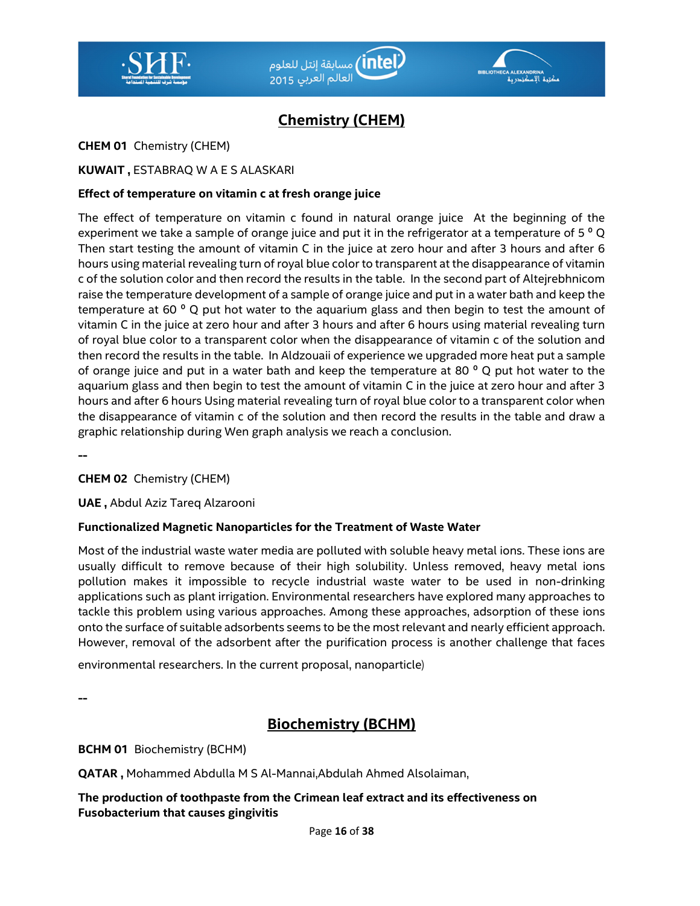# Chemistry (CHEM)

**CHEM 01** Chemistry (CHEM)

**KUWAIT ,** ESTABRAQ W A E S ALASKARI

**Effect of temperature on vitamin c at fresh orange juice**

The effect of temperature on vitamin c found in natural orange juice At the beginning of the experiment we take a sample of orange juice and put it in the refrigerator at a temperature of 5 º Q Then start testing the amount of vitamin C in the juice at zero hour and after 3 hours and after 6 hours using material revealing turn of royal blue color to transparent at the disappearance of vitamin c of the solution color and then record the results in the table. In the second part of Altejrebhnicom raise the temperature development of a sample of orange juice and put in a water bath and keep the temperature at 60 º Q put hot water to the aquarium glass and then begin to test the amount of vitamin C in the juice at zero hour and after 3 hours and after 6 hours using material revealing turn of royal blue color to a transparent color when the disappearance of vitamin c of the solution and then record the results in the table. In Aldzouaii of experience we upgraded more heat put a sample of orange juice and put in a water bath and keep the temperature at 80 º Q put hot water to the aquarium glass and then begin to test the amount of vitamin C in the juice at zero hour and after 3 hours and after 6 hours Using material revealing turn of royal blue color to a transparent color when the disappearance of vitamin c of the solution and then record the results in the table and draw a graphic relationship during Wen graph analysis we reach a conclusion.

--

**CHEM 02** Chemistry (CHEM)

**UAE ,** Abdul Aziz Tareq Alzarooni

**Functionalized Magnetic Nanoparticles for the Treatment of Waste Water**

Most of the industrial waste water media are polluted with soluble heavy metal ions. These ions are usually difficult to remove because of their high solubility. Unless removed, heavy metal ions pollution makes it impossible to recycle industrial waste water to be used in non-drinking applications such as plant irrigation. Environmental researchers have explored many approaches to tackle this problem using various approaches. Among these approaches, adsorption of these ions onto the surface of suitable adsorbents seems to be the most relevant and nearly efficient approach. However, removal of the adsorbent after the purification process is another challenge that faces environmental researchers. In the current proposal, nanoparticle)

--

# Biochemistry (BCHM)

**BCHM 01** Biochemistry (BCHM)

**QATAR ,** Mohammed Abdulla M S Al-Mannai,Abdulah Ahmed Alsolaiman,

**The production of toothpaste from the Crimean leaf extract and its effectiveness on Fusobacterium that causes gingivitis**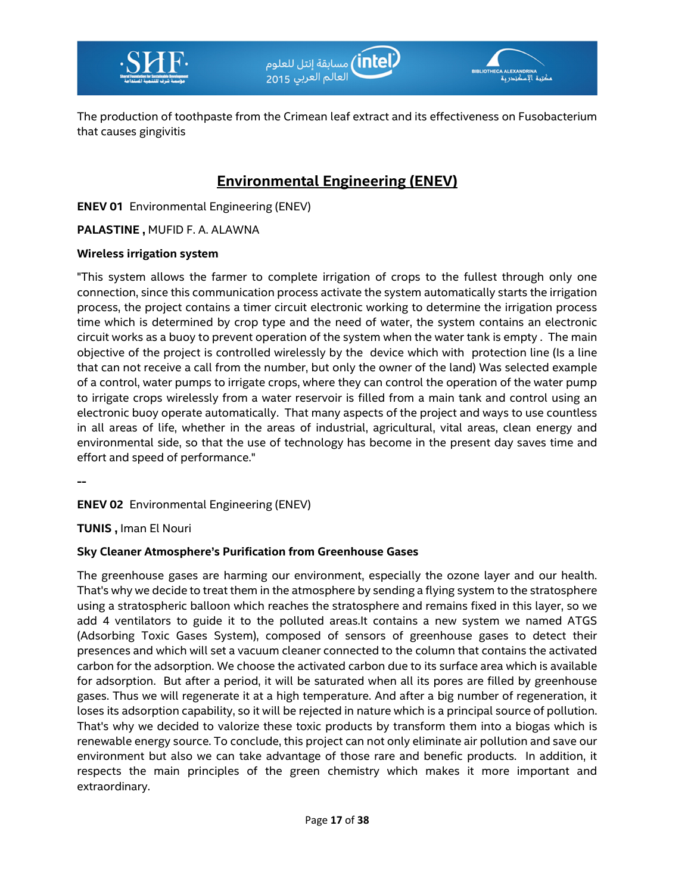The production of toothpaste from the Crimean leaf extract and its effectiveness on Fusobacterium that causes gingivitis

## Environmental Engineering (ENEV)

**ENEV 01** Environmental Engineering (ENEV)

**PALASTINE ,** MUFID F. A. ALAWNA

**Wireless irrigation system**

"This system allows the farmer to complete irrigation of crops to the fullest through only one connection, since this communication process activate the system automatically starts the irrigation process, the project contains a timer circuit electronic working to determine the irrigation process time which is determined by crop type and the need of water, the system contains an electronic circuit works as a buoy to prevent operation of the system when the water tank is empty . The main objective of the project is controlled wirelessly by the device which with protection line (Is a line that can not receive a call from the number, but only the owner of the land) Was selected example of a control, water pumps to irrigate crops, where they can control the operation of the water pump to irrigate crops wirelessly from a water reservoir is filled from a main tank and control using an electronic buoy operate automatically. That many aspects of the project and ways to use countless in all areas of life, whether in the areas of industrial, agricultural, vital areas, clean energy and environmental side, so that the use of technology has become in the present day saves time and effort and speed of performance."

--

**ENEV 02** Environmental Engineering (ENEV)

**TUNIS ,** Iman El Nouri

**Sky Cleaner Atmosphere's Purification from Greenhouse Gases**

The greenhouse gases are harming our environment, especially the ozone layer and our health. That's why we decide to treat them in the atmosphere by sending a flying system to the stratosphere using a stratospheric balloon which reaches the stratosphere and remains fixed in this layer, so we add 4 ventilators to guide it to the polluted areas.It contains a new system we named ATGS (Adsorbing Toxic Gases System), composed of sensors of greenhouse gases to detect their presences and which will set a vacuum cleaner connected to the column that contains the activated carbon for the adsorption. We choose the activated carbon due to its surface area which is available for adsorption. But after a period, it will be saturated when all its pores are filled by greenhouse gases. Thus we will regenerate it at a high temperature. And after a big number of regeneration, it loses its adsorption capability, so it will be rejected in nature which is a principal source of pollution. That's why we decided to valorize these toxic products by transform them into a biogas which is renewable energy source. To conclude, this project can not only eliminate air pollution and save our environment but also we can take advantage of those rare and benefic products. In addition, it respects the main principles of the green chemistry which makes it more important and extraordinary.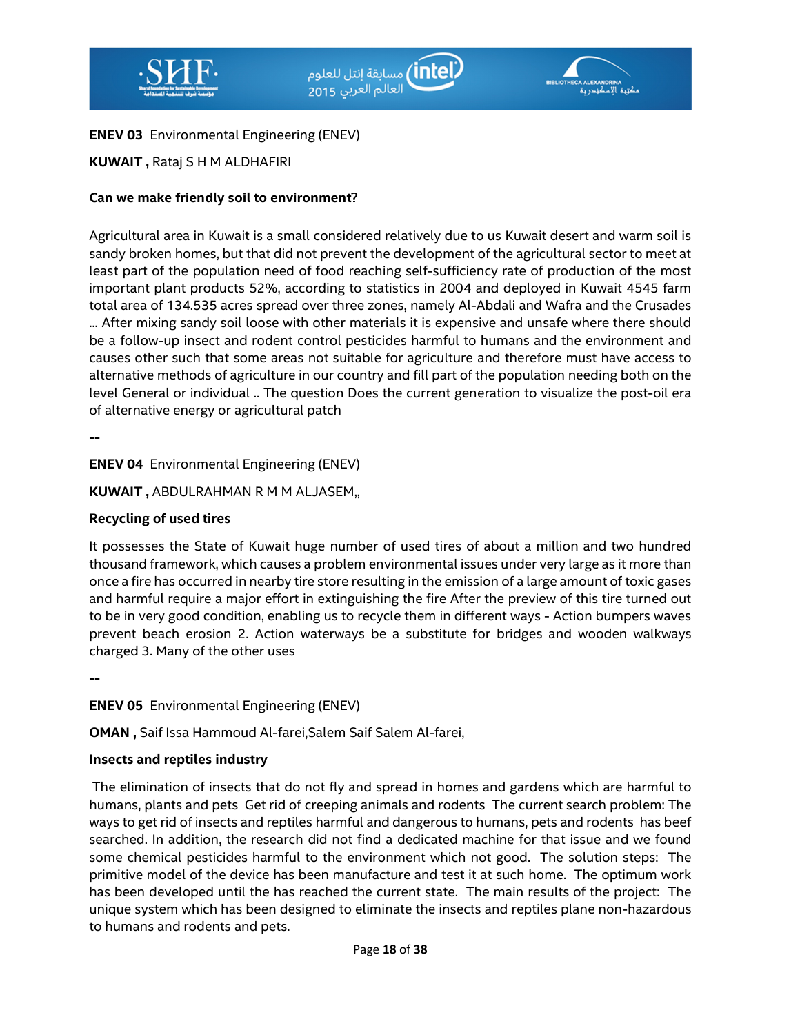**ENEV 03** Environmental Engineering (ENEV)

**KUWAIT ,** Rataj S H M ALDHAFIRI

**Can we make friendly soil to environment?**

Agricultural area in Kuwait is a small considered relatively due to us Kuwait desert and warm soil is sandy broken homes, but that did not prevent the development of the agricultural sector to meet at least part of the population need of food reaching self-sufficiency rate of production of the most important plant products 52%, according to statistics in 2004 and deployed in Kuwait 4545 farm total area of 134.535 acres spread over three zones, namely Al-Abdali and Wafra and the Crusades ... After mixing sandy soil loose with other materials it is expensive and unsafe where there should be a follow-up insect and rodent control pesticides harmful to humans and the environment and causes other such that some areas not suitable for agriculture and therefore must have access to alternative methods of agriculture in our country and fill part of the population needing both on the level General or individual .. The question Does the current generation to visualize the post-oil era of alternative energy or agricultural patch

--

**ENEV 04** Environmental Engineering (ENEV)

**KUWAIT ,** ABDULRAHMAN R M M ALJASEM,,

**Recycling of used tires**

It possesses the State of Kuwait huge number of used tires of about a million and two hundred thousand framework, which causes a problem environmental issues under very large as it more than once a fire has occurred in nearby tire store resulting in the emission of a large amount of toxic gases and harmful require a major effort in extinguishing the fire After the preview of this tire turned out to be in very good condition, enabling us to recycle them in different ways - Action bumpers waves prevent beach erosion 2. Action waterways be a substitute for bridges and wooden walkways charged 3. Many of the other uses

--

**ENEV 05** Environmental Engineering (ENEV)

**OMAN ,** Saif Issa Hammoud Al-farei,Salem Saif Salem Al-farei,

**Insects and reptiles industry**

The elimination of insects that do not fly and spread in homes and gardens which are harmful to humans, plants and pets Get rid of creeping animals and rodents The current search problem: The ways to get rid of insects and reptiles harmful and dangerous to humans, pets and rodents has beef searched. In addition, the research did not find a dedicated machine for that issue and we found some chemical pesticides harmful to the environment which not good. The solution steps: The primitive model of the device has been manufacture and test it at such home. The optimum work has been developed until the has reached the current state. The main results of the project: The unique system which has been designed to eliminate the insects and reptiles plane non-hazardous to humans and rodents and pets.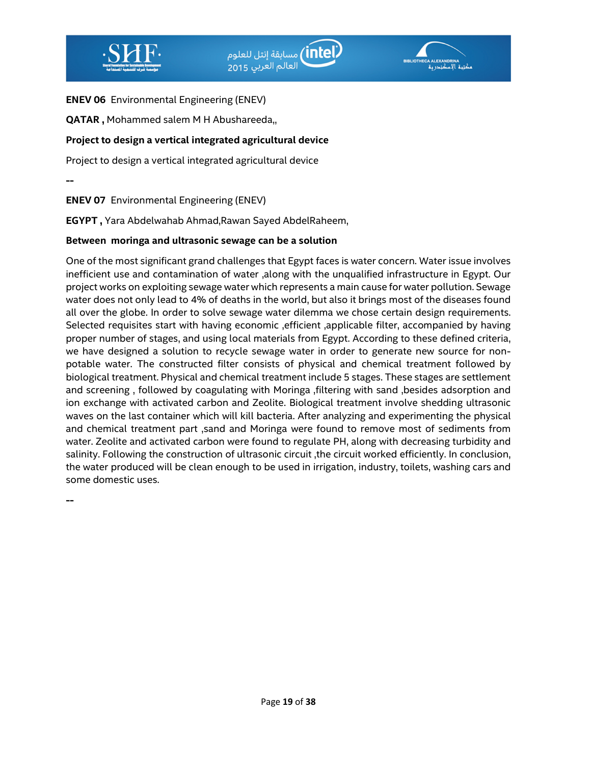**ENEV 06** Environmental Engineering (ENEV)

**QATAR ,** Mohammed salem M H Abushareeda,,

**Project to design a vertical integrated agricultural device**

Project to design a vertical integrated agricultural device

--

**ENEV 07** Environmental Engineering (ENEV)

**EGYPT ,** Yara Abdelwahab Ahmad,Rawan Sayed AbdelRaheem,

**Between moringa and ultrasonic sewage can be a solution**

One of the most significant grand challenges that Egypt faces is water concern. Water issue involves inefficient use and contamination of water ,along with the unqualified infrastructure in Egypt. Our project works on exploiting sewage water which represents a main cause for water pollution. Sewage water does not only lead to 4% of deaths in the world, but also it brings most of the diseases found all over the globe. In order to solve sewage water dilemma we chose certain design requirements. Selected requisites start with having economic ,efficient ,applicable filter, accompanied by having proper number of stages, and using local materials from Egypt. According to these defined criteria, we have designed a solution to recycle sewage water in order to generate new source for non-potable water. The constructed filter consists of physical and chemical treatment followed by biological treatment. Physical and chemical treatment include 5 stages. These stages are settlement and screening , followed by coagulating with Moringa ,filtering with sand ,besides adsorption and ion exchange with activated carbon and Zeolite. Biological treatment involve shedding ultrasonic waves on the last container which will kill bacteria. After analyzing and experimenting the physical and chemical treatment part ,sand and Moringa were found to remove most of sediments from water. Zeolite and activated carbon were found to regulate PH, along with decreasing turbidity and salinity. Following the construction of ultrasonic circuit ,the circuit worked efficiently. In conclusion, the water produced will be clean enough to be used in irrigation, industry, toilets, washing cars and some domestic uses.

--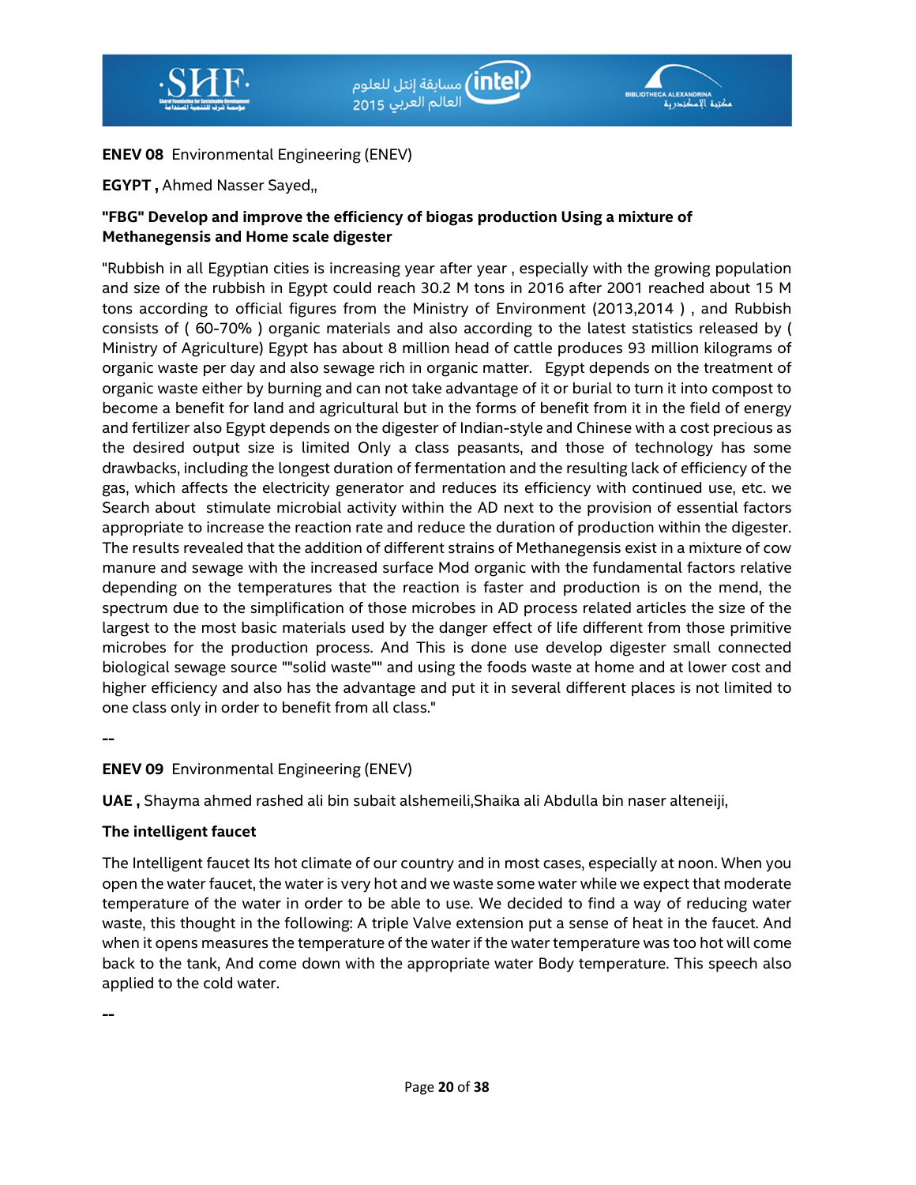**ENEV 08** Environmental Engineering (ENEV)

**EGYPT ,** Ahmed Nasser Sayed,,

**"FBG" Develop and improve the efficiency of biogas production Using a mixture of Methanegensis and Home scale digester**

"Rubbish in all Egyptian cities is increasing year after year , especially with the growing population and size of the rubbish in Egypt could reach 30.2 M tons in 2016 after 2001 reached about 15 M tons according to official figures from the Ministry of Environment (2013,2014 ) , and Rubbish consists of ( 60-70% ) organic materials and also according to the latest statistics released by ( Ministry of Agriculture) Egypt has about 8 million head of cattle produces 93 million kilograms of organic waste per day and also sewage rich in organic matter. Egypt depends on the treatment of organic waste either by burning and can not take advantage of it or burial to turn it into compost to become a benefit for land and agricultural but in the forms of benefit from it in the field of energy and fertilizer also Egypt depends on the digester of Indian-style and Chinese with a cost precious as the desired output size is limited Only a class peasants, and those of technology has some drawbacks, including the longest duration of fermentation and the resulting lack of efficiency of the gas, which affects the electricity generator and reduces its efficiency with continued use, etc. we Search about stimulate microbial activity within the AD next to the provision of essential factors appropriate to increase the reaction rate and reduce the duration of production within the digester. The results revealed that the addition of different strains of Methanegensis exist in a mixture of cow manure and sewage with the increased surface Mod organic with the fundamental factors relative depending on the temperatures that the reaction is faster and production is on the mend, the spectrum due to the simplification of those microbes in AD process related articles the size of the largest to the most basic materials used by the danger effect of life different from those primitive microbes for the production process. And This is done use develop digester small connected biological sewage source ""solid waste"" and using the foods waste at home and at lower cost and higher efficiency and also has the advantage and put it in several different places is not limited to one class only in order to benefit from all class."

--

**ENEV 09** Environmental Engineering (ENEV)

**UAE ,** Shayma ahmed rashed ali bin subait alshemeili,Shaika ali Abdulla bin naser alteneiji,

**The intelligent faucet**

The Intelligent faucet Its hot climate of our country and in most cases, especially at noon. When you open the water faucet, the water is very hot and we waste some water while we expect that moderate temperature of the water in order to be able to use. We decided to find a way of reducing water waste, this thought in the following: A triple Valve extension put a sense of heat in the faucet. And when it opens measures the temperature of the water if the water temperature was too hot will come back to the tank, And come down with the appropriate water Body temperature. This speech also applied to the cold water.

--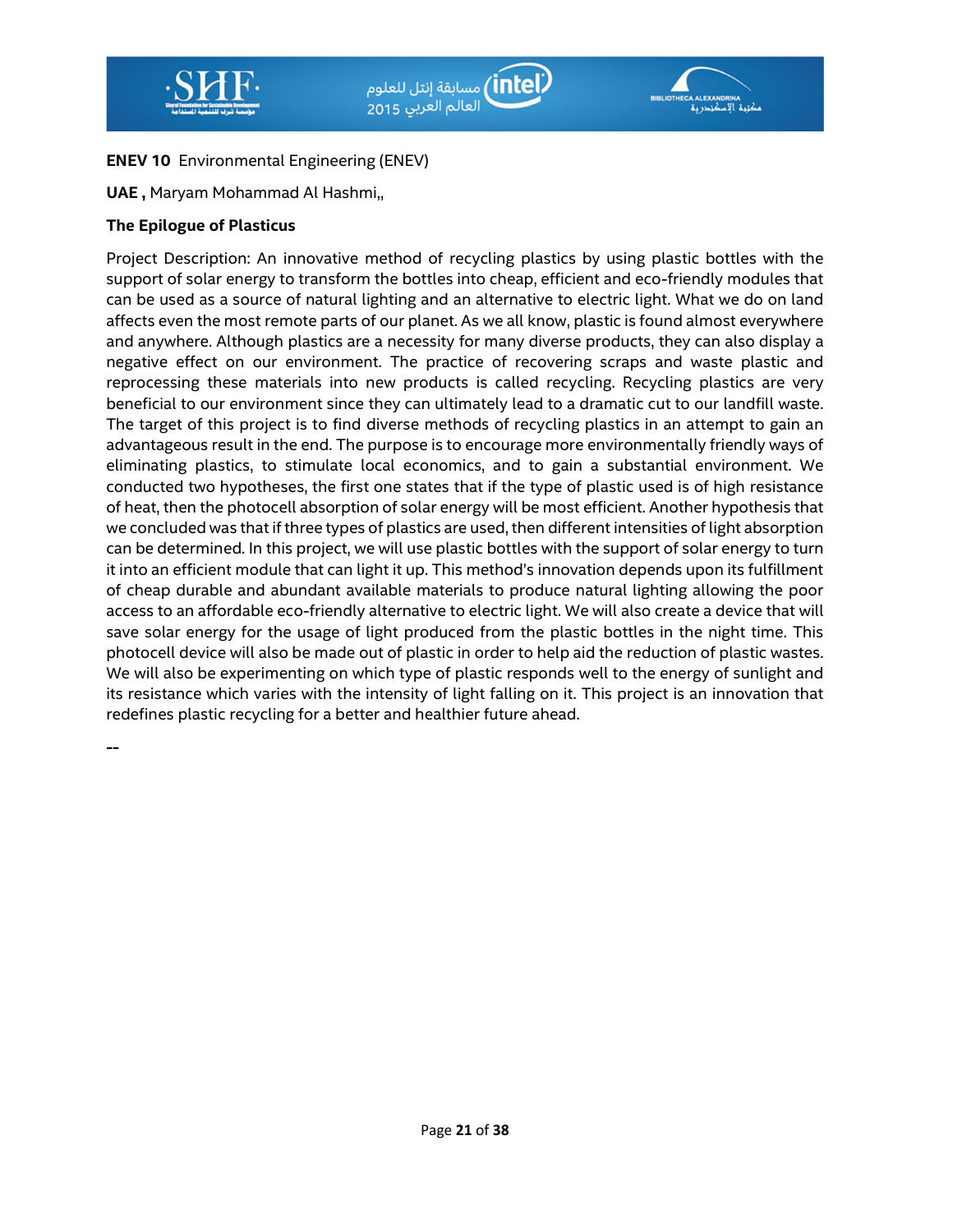**ENEV 10** Environmental Engineering (ENEV)

**UAE ,** Maryam Mohammad Al Hashmi,,

**The Epilogue of Plasticus**

Project Description: An innovative method of recycling plastics by using plastic bottles with the support of solar energy to transform the bottles into cheap, efficient and eco-friendly modules that can be used as a source of natural lighting and an alternative to electric light. What we do on land affects even the most remote parts of our planet. As we all know, plastic is found almost everywhere and anywhere. Although plastics are a necessity for many diverse products, they can also display a negative effect on our environment. The practice of recovering scraps and waste plastic and reprocessing these materials into new products is called recycling. Recycling plastics are very beneficial to our environment since they can ultimately lead to a dramatic cut to our landfill waste. The target of this project is to find diverse methods of recycling plastics in an attempt to gain an advantageous result in the end. The purpose is to encourage more environmentally friendly ways of eliminating plastics, to stimulate local economics, and to gain a substantial environment. We conducted two hypotheses, the first one states that if the type of plastic used is of high resistance of heat, then the photocell absorption of solar energy will be most efficient. Another hypothesis that we concluded was that if three types of plastics are used, then different intensities of light absorption can be determined. In this project, we will use plastic bottles with the support of solar energy to turn it into an efficient module that can light it up. This method's innovation depends upon its fulfillment of cheap durable and abundant available materials to produce natural lighting allowing the poor access to an affordable eco-friendly alternative to electric light. We will also create a device that will save solar energy for the usage of light produced from the plastic bottles in the night time. This photocell device will also be made out of plastic in order to help aid the reduction of plastic wastes. We will also be experimenting on which type of plastic responds well to the energy of sunlight and its resistance which varies with the intensity of light falling on it. This project is an innovation that redefines plastic recycling for a better and healthier future ahead.

--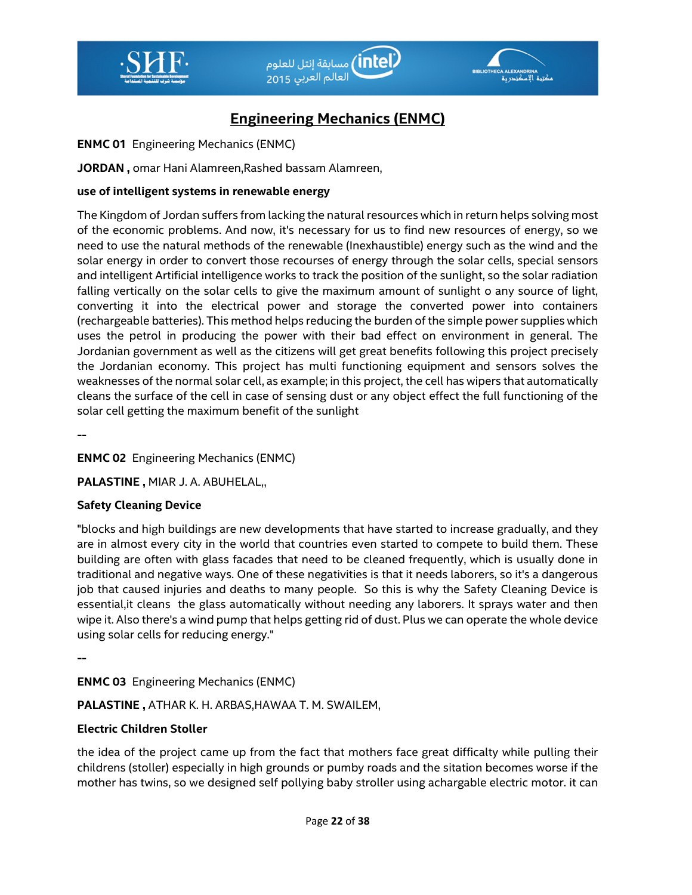# Engineering Mechanics (ENMC)

**ENMC 01** Engineering Mechanics (ENMC)

**JORDAN ,** omar Hani Alamreen,Rashed bassam Alamreen,

**use of intelligent systems in renewable energy**

The Kingdom of Jordan suffers from lacking the natural resources which in return helps solving most of the economic problems. And now, it's necessary for us to find new resources of energy, so we need to use the natural methods of the renewable (Inexhaustible) energy such as the wind and the solar energy in order to convert those recourses of energy through the solar cells, special sensors and intelligent Artificial intelligence works to track the position of the sunlight, so the solar radiation falling vertically on the solar cells to give the maximum amount of sunlight o any source of light, converting it into the electrical power and storage the converted power into containers (rechargeable batteries). This method helps reducing the burden of the simple power supplies which uses the petrol in producing the power with their bad effect on environment in general. The Jordanian government as well as the citizens will get great benefits following this project precisely the Jordanian economy. This project has multi functioning equipment and sensors solves the weaknesses of the normal solar cell, as example; in this project, the cell has wipers that automatically cleans the surface of the cell in case of sensing dust or any object effect the full functioning of the solar cell getting the maximum benefit of the sunlight

--

**ENMC 02** Engineering Mechanics (ENMC)

**PALASTINE ,** MIAR J. A. ABUHELAL,,

**Safety Cleaning Device**

"blocks and high buildings are new developments that have started to increase gradually, and they are in almost every city in the world that countries even started to compete to build them. These building are often with glass facades that need to be cleaned frequently, which is usually done in traditional and negative ways. One of these negativities is that it needs laborers, so it's a dangerous job that caused injuries and deaths to many people. So this is why the Safety Cleaning Device is essential,it cleans the glass automatically without needing any laborers. It sprays water and then wipe it. Also there's a wind pump that helps getting rid of dust. Plus we can operate the whole device using solar cells for reducing energy."

--

**ENMC 03** Engineering Mechanics (ENMC)

**PALASTINE ,** ATHAR K. H. ARBAS,HAWAA T. M. SWAILEM,

**Electric Children Stoller**

the idea of the project came up from the fact that mothers face great difficalty while pulling their childrens (stoller) especially in high grounds or pumby roads and the sitation becomes worse if the mother has twins, so we designed self pollying baby stroller using achargable electric motor. it can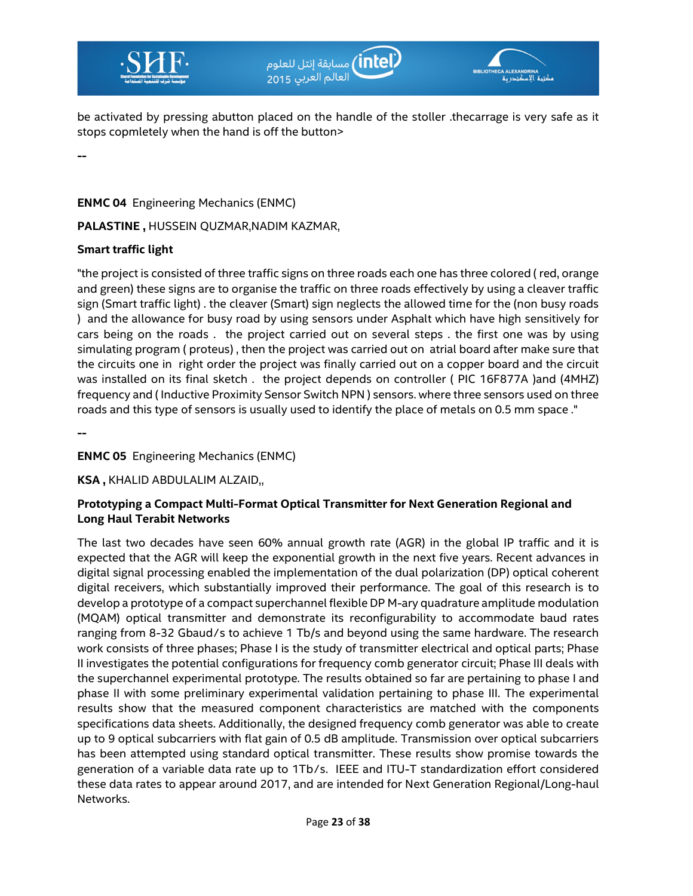be activated by pressing abutton placed on the handle of the stoller .thecarrage is very safe as it stops copmletely when the hand is off the button>

--

**ENMC 04** Engineering Mechanics (ENMC)

**PALASTINE ,** HUSSEIN QUZMAR,NADIM KAZMAR,

**Smart traffic light**

"the project is consisted of three traffic signs on three roads each one has three colored ( red, orange and green) these signs are to organise the traffic on three roads effectively by using a cleaver traffic sign (Smart traffic light) . the cleaver (Smart) sign neglects the allowed time for the (non busy roads ) and the allowance for busy road by using sensors under Asphalt which have high sensitively for cars being on the roads . the project carried out on several steps . the first one was by using simulating program ( proteus) , then the project was carried out on atrial board after make sure that the circuits one in right order the project was finally carried out on a copper board and the circuit was installed on its final sketch . the project depends on controller ( PIC 16F877A )and (4MHZ) frequency and ( Inductive Proximity Sensor Switch NPN ) sensors. where three sensors used on three roads and this type of sensors is usually used to identify the place of metals on 0.5 mm space ."

--

**ENMC 05** Engineering Mechanics (ENMC)

**KSA ,** KHALID ABDULALIM ALZAID,,

**Prototyping a Compact Multi-Format Optical Transmitter for Next Generation Regional and Long Haul Terabit Networks**

The last two decades have seen 60% annual growth rate (AGR) in the global IP traffic and it is expected that the AGR will keep the exponential growth in the next five years. Recent advances in digital signal processing enabled the implementation of the dual polarization (DP) optical coherent digital receivers, which substantially improved their performance. The goal of this research is to develop a prototype of a compact superchannel flexible DP M-ary quadrature amplitude modulation (MQAM) optical transmitter and demonstrate its reconfigurability to accommodate baud rates ranging from 8-32 Gbaud/s to achieve 1 Tb/s and beyond using the same hardware. The research work consists of three phases; Phase I is the study of transmitter electrical and optical parts; Phase II investigates the potential configurations for frequency comb generator circuit; Phase III deals with the superchannel experimental prototype. The results obtained so far are pertaining to phase I and phase II with some preliminary experimental validation pertaining to phase III. The experimental results show that the measured component characteristics are matched with the components specifications data sheets. Additionally, the designed frequency comb generator was able to create up to 9 optical subcarriers with flat gain of 0.5 dB amplitude. Transmission over optical subcarriers has been attempted using standard optical transmitter. These results show promise towards the generation of a variable data rate up to 1Tb/s. IEEE and ITU-T standardization effort considered these data rates to appear around 2017, and are intended for Next Generation Regional/Long-haul Networks.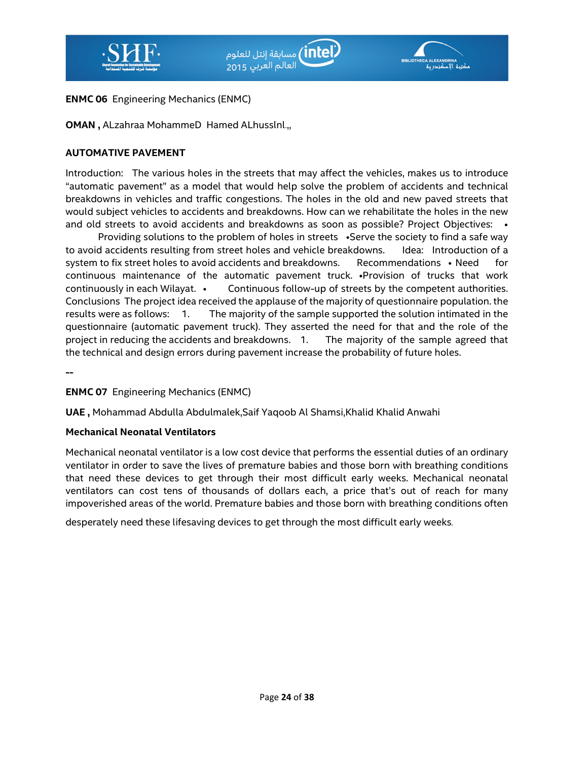**ENMC 06** Engineering Mechanics (ENMC)

**OMAN ,** ALzahraa MohammeD Hamed ALhusslnl.,,

**AUTOMATIVE PAVEMENT**

Introduction: The various holes in the streets that may affect the vehicles, makes us to introduce "automatic pavement" as a model that would help solve the problem of accidents and technical breakdowns in vehicles and traffic congestions. The holes in the old and new paved streets that would subject vehicles to accidents and breakdowns. How can we rehabilitate the holes in the new and old streets to avoid accidents and breakdowns as soon as possible? Project Objectives: • Providing solutions to the problem of holes in streets •Serve the society to find a safe way to avoid accidents resulting from street holes and vehicle breakdowns. Idea: Introduction of a system to fix street holes to avoid accidents and breakdowns. Recommendations • Need for continuous maintenance of the automatic pavement truck. •Provision of trucks that work continuously in each Wilayat. • Continuous follow-up of streets by the competent authorities. Conclusions The project idea received the applause of the majority of questionnaire population. the results were as follows: 1. The majority of the sample supported the solution intimated in the questionnaire (automatic pavement truck). They asserted the need for that and the role of the project in reducing the accidents and breakdowns. 1. The majority of the sample agreed that the technical and design errors during pavement increase the probability of future holes.

--

**ENMC 07** Engineering Mechanics (ENMC)

**UAE ,** Mohammad Abdulla Abdulmalek,Saif Yaqoob Al Shamsi,Khalid Khalid Anwahi

**Mechanical Neonatal Ventilators**

Mechanical neonatal ventilator is a low cost device that performs the essential duties of an ordinary ventilator in order to save the lives of premature babies and those born with breathing conditions that need these devices to get through their most difficult early weeks. Mechanical neonatal ventilators can cost tens of thousands of dollars each, a price that's out of reach for many impoverished areas of the world. Premature babies and those born with breathing conditions often desperately need these lifesaving devices to get through the most difficult early weeks.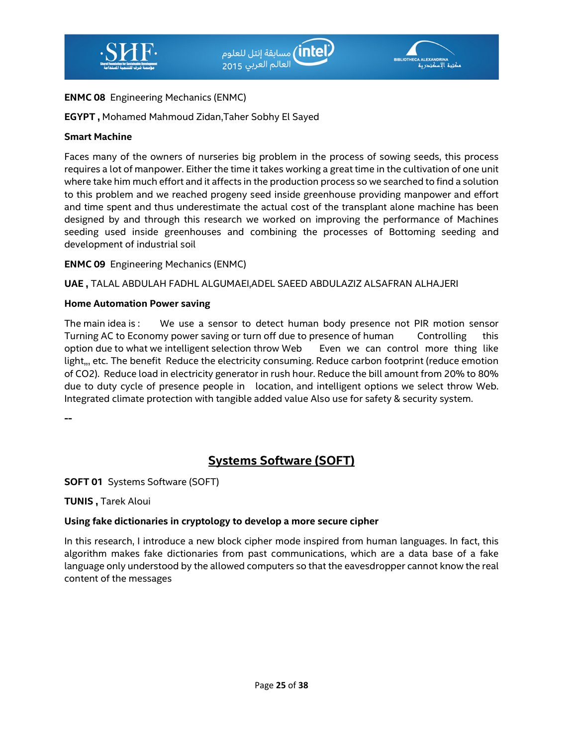**ENMC 08** Engineering Mechanics (ENMC)

**EGYPT ,** Mohamed Mahmoud Zidan,Taher Sobhy El Sayed

**Smart Machine**

Faces many of the owners of nurseries big problem in the process of sowing seeds, this process requires a lot of manpower. Either the time it takes working a great time in the cultivation of one unit where take him much effort and it affects in the production process so we searched to find a solution to this problem and we reached progeny seed inside greenhouse providing manpower and effort and time spent and thus underestimate the actual cost of the transplant alone machine has been designed by and through this research we worked on improving the performance of Machines seeding used inside greenhouses and combining the processes of Bottoming seeding and development of industrial soil

**ENMC 09** Engineering Mechanics (ENMC)

**UAE ,** TALAL ABDULAH FADHL ALGUMAEI,ADEL SAEED ABDULAZIZ ALSAFRAN ALHAJERI

**Home Automation Power saving**

The main idea is : We use a sensor to detect human body presence not PIR motion sensor Turning AC to Economy power saving or turn off due to presence of human Controlling this option due to what we intelligent selection throw Web Even we can control more thing like light,,, etc. The benefit Reduce the electricity consuming. Reduce carbon footprint (reduce emotion of CO2). Reduce load in electricity generator in rush hour. Reduce the bill amount from 20% to 80% due to duty cycle of presence people in location, and intelligent options we select throw Web. Integrated climate protection with tangible added value Also use for safety & security system.

--

## Systems Software (SOFT)

**SOFT 01** Systems Software (SOFT)

**TUNIS ,** Tarek Aloui

**Using fake dictionaries in cryptology to develop a more secure cipher**

In this research, I introduce a new block cipher mode inspired from human languages. In fact, this algorithm makes fake dictionaries from past communications, which are a data base of a fake language only understood by the allowed computers so that the eavesdropper cannot know the real content of the messages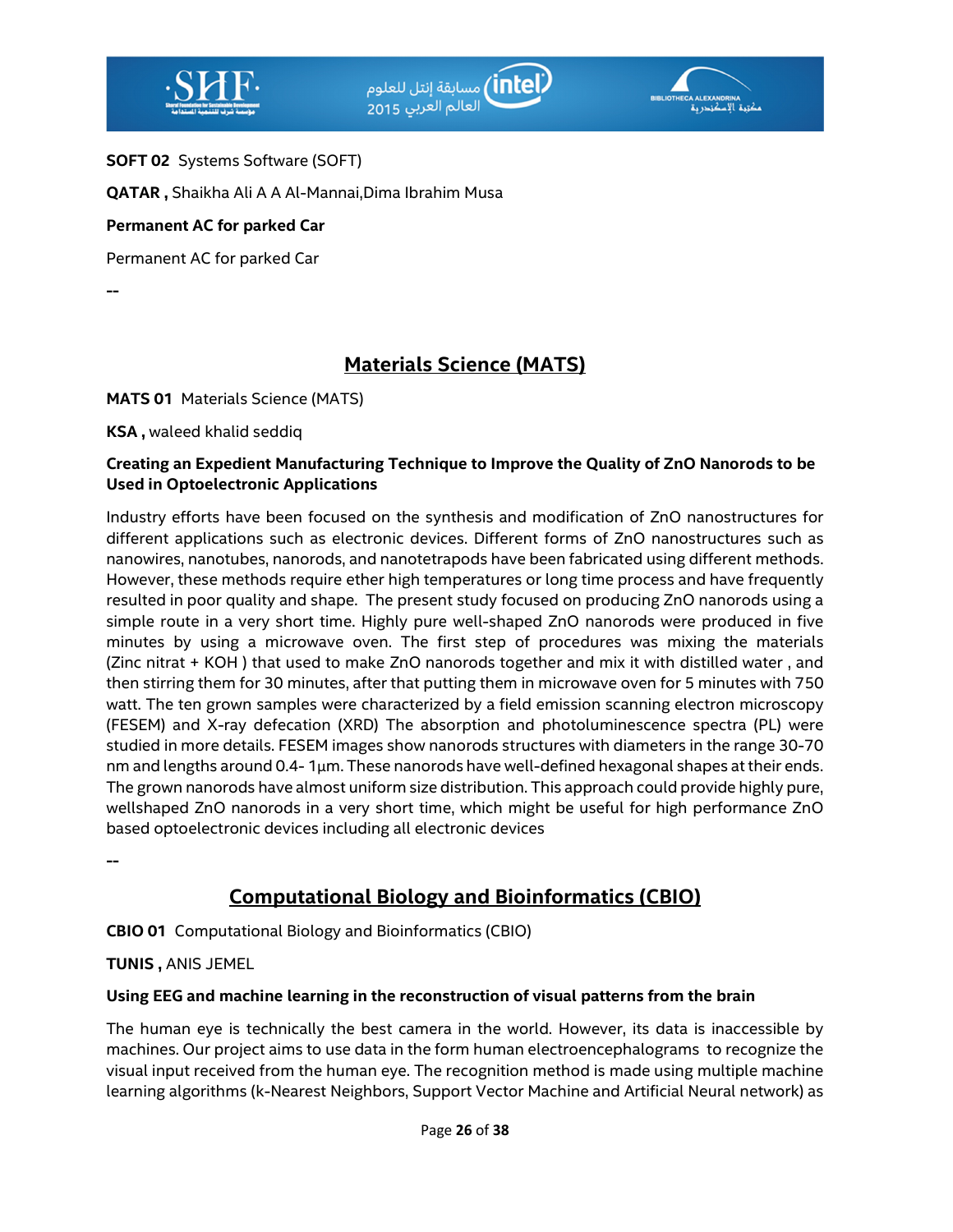**SOFT 02** Systems Software (SOFT)

**QATAR ,** Shaikha Ali A A Al-Mannai,Dima Ibrahim Musa

**Permanent AC for parked Car**

Permanent AC for parked Car

--

## Materials Science (MATS)

**MATS 01** Materials Science (MATS)

**KSA ,** waleed khalid seddiq

**Creating an Expedient Manufacturing Technique to Improve the Quality of ZnO Nanorods to be Used in Optoelectronic Applications**

Industry efforts have been focused on the synthesis and modification of ZnO nanostructures for different applications such as electronic devices. Different forms of ZnO nanostructures such as nanowires, nanotubes, nanorods, and nanotetrapods have been fabricated using different methods. However, these methods require ether high temperatures or long time process and have frequently resulted in poor quality and shape. The present study focused on producing ZnO nanorods using a simple route in a very short time. Highly pure well-shaped ZnO nanorods were produced in five minutes by using a microwave oven. The first step of procedures was mixing the materials (Zinc nitrat + KOH ) that used to make ZnO nanorods together and mix it with distilled water , and then stirring them for 30 minutes, after that putting them in microwave oven for 5 minutes with 750 watt. The ten grown samples were characterized by a field emission scanning electron microscopy (FESEM) and X-ray defecation (XRD) The absorption and photoluminescence spectra (PL) were studied in more details. FESEM images show nanorods structures with diameters in the range 30-70 nm and lengths around 0.4- 1µm. These nanorods have well-defined hexagonal shapes at their ends. The grown nanorods have almost uniform size distribution. This approach could provide highly pure, wellshaped ZnO nanorods in a very short time, which might be useful for high performance ZnO based optoelectronic devices including all electronic devices

--

## Computational Biology and Bioinformatics (CBIO)

**CBIO 01** Computational Biology and Bioinformatics (CBIO)

**TUNIS ,** ANIS JEMEL

**Using EEG and machine learning in the reconstruction of visual patterns from the brain**

The human eye is technically the best camera in the world. However, its data is inaccessible by machines. Our project aims to use data in the form human electroencephalograms to recognize the visual input received from the human eye. The recognition method is made using multiple machine learning algorithms (k-Nearest Neighbors, Support Vector Machine and Artificial Neural network) as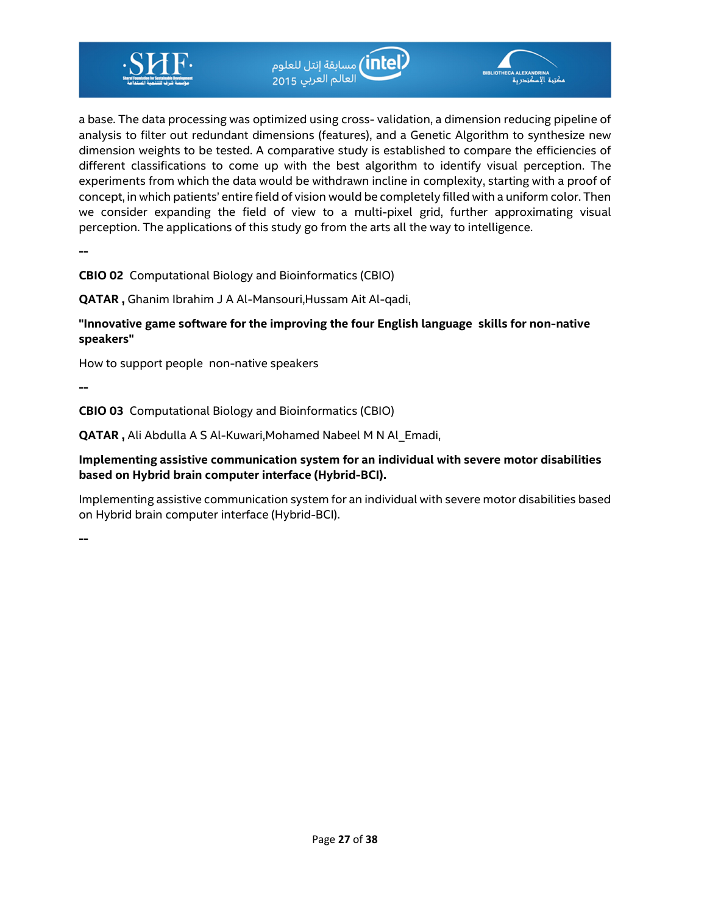a base. The data processing was optimized using cross- validation, a dimension reducing pipeline of analysis to filter out redundant dimensions (features), and a Genetic Algorithm to synthesize new dimension weights to be tested. A comparative study is established to compare the efficiencies of different classifications to come up with the best algorithm to identify visual perception. The experiments from which the data would be withdrawn incline in complexity, starting with a proof of concept, in which patients' entire field of vision would be completely filled with a uniform color. Then we consider expanding the field of view to a multi-pixel grid, further approximating visual perception. The applications of this study go from the arts all the way to intelligence.

--

**CBIO 02** Computational Biology and Bioinformatics (CBIO)

**QATAR ,** Ghanim Ibrahim J A Al-Mansouri,Hussam Ait Al-qadi,

**"Innovative game software for the improving the four English language skills for non-native speakers"**

How to support people non-native speakers

--

**CBIO 03** Computational Biology and Bioinformatics (CBIO)

**QATAR ,** Ali Abdulla A S Al-Kuwari,Mohamed Nabeel M N Al_Emadi,

**Implementing assistive communication system for an individual with severe motor disabilities based on Hybrid brain computer interface (Hybrid-BCI).**

Implementing assistive communication system for an individual with severe motor disabilities based on Hybrid brain computer interface (Hybrid-BCI).

--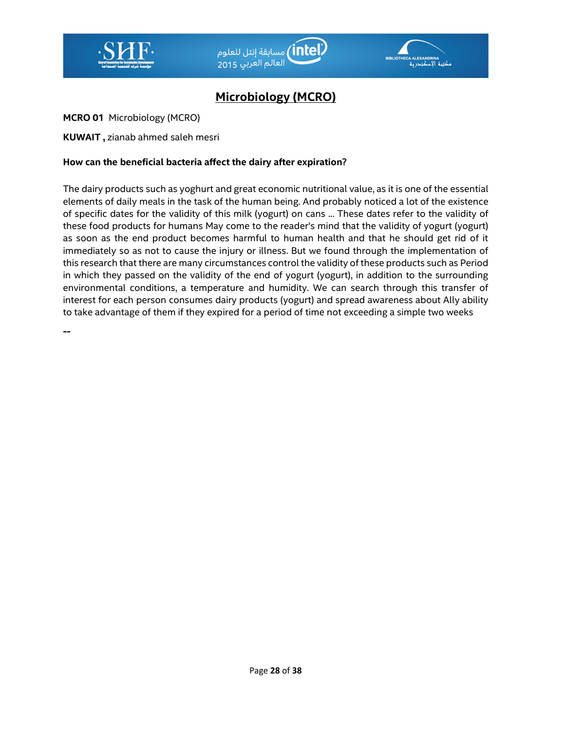# Microbiology (MCRO)

**MCRO 01** Microbiology (MCRO)

**KUWAIT ,** zianab ahmed saleh mesri

**How can the beneficial bacteria affect the dairy after expiration?**

The dairy products such as yoghurt and great economic nutritional value, as it is one of the essential elements of daily meals in the task of the human being. And probably noticed a lot of the existence of specific dates for the validity of this milk (yogurt) on cans ... These dates refer to the validity of these food products for humans May come to the reader's mind that the validity of yogurt (yogurt) as soon as the end product becomes harmful to human health and that he should get rid of it immediately so as not to cause the injury or illness. But we found through the implementation of this research that there are many circumstances control the validity of these products such as Period in which they passed on the validity of the end of yogurt (yogurt), in addition to the surrounding environmental conditions, a temperature and humidity. We can search through this transfer of interest for each person consumes dairy products (yogurt) and spread awareness about Ally ability to take advantage of them if they expired for a period of time not exceeding a simple two weeks

--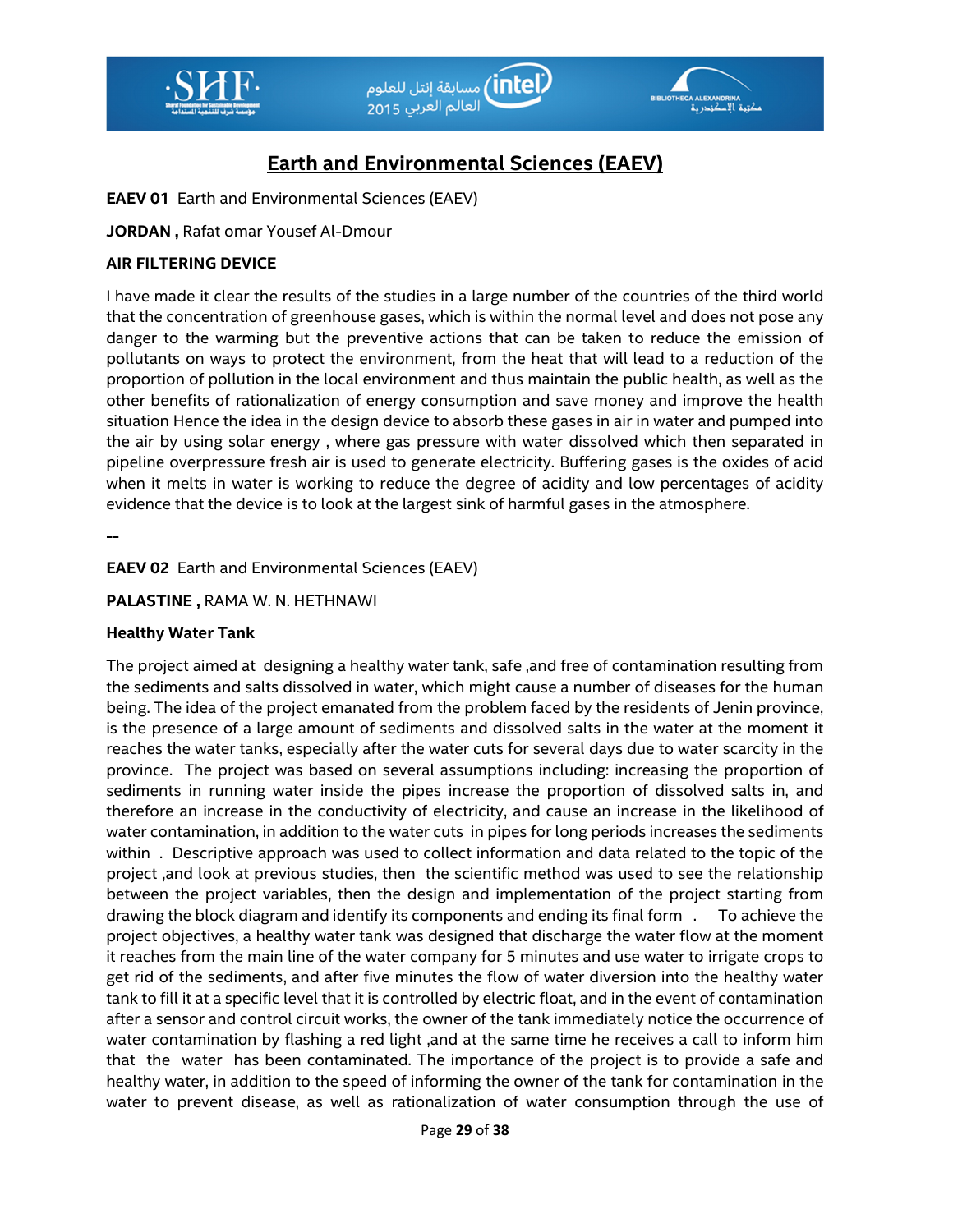## Earth and Environmental Sciences (EAEV)

**EAEV 01** Earth and Environmental Sciences (EAEV)

**JORDAN ,** Rafat omar Yousef Al-Dmour

**AIR FILTERING DEVICE**

I have made it clear the results of the studies in a large number of the countries of the third world that the concentration of greenhouse gases, which is within the normal level and does not pose any danger to the warming but the preventive actions that can be taken to reduce the emission of pollutants on ways to protect the environment, from the heat that will lead to a reduction of the proportion of pollution in the local environment and thus maintain the public health, as well as the other benefits of rationalization of energy consumption and save money and improve the health situation Hence the idea in the design device to absorb these gases in air in water and pumped into the air by using solar energy , where gas pressure with water dissolved which then separated in pipeline overpressure fresh air is used to generate electricity. Buffering gases is the oxides of acid when it melts in water is working to reduce the degree of acidity and low percentages of acidity evidence that the device is to look at the largest sink of harmful gases in the atmosphere.

--

**EAEV 02** Earth and Environmental Sciences (EAEV)

**PALESTINE ,** RAMA W. N. HETHNAWI

**Healthy Water Tank**

The project aimed at designing a healthy water tank, safe ,and free of contamination resulting from the sediments and salts dissolved in water, which might cause a number of diseases for the human being. The idea of the project emanated from the problem faced by the residents of Jenin province, is the presence of a large amount of sediments and dissolved salts in the water at the moment it reaches the water tanks, especially after the water cuts for several days due to water scarcity in the province. The project was based on several assumptions including: increasing the proportion of sediments in running water inside the pipes increase the proportion of dissolved salts in, and therefore an increase in the conductivity of electricity, and cause an increase in the likelihood of water contamination, in addition to the water cuts in pipes for long periods increases the sediments within . Descriptive approach was used to collect information and data related to the topic of the project ,and look at previous studies, then the scientific method was used to see the relationship between the project variables, then the design and implementation of the project starting from drawing the block diagram and identify its components and ending its final form . To achieve the project objectives, a healthy water tank was designed that discharge the water flow at the moment it reaches from the main line of the water company for 5 minutes and use water to irrigate crops to get rid of the sediments, and after five minutes the flow of water diversion into the healthy water tank to fill it at a specific level that it is controlled by electric float, and in the event of contamination after a sensor and control circuit works, the owner of the tank immediately notice the occurrence of water contamination by flashing a red light ,and at the same time he receives a call to inform him that the water has been contaminated. The importance of the project is to provide a safe and healthy water, in addition to the speed of informing the owner of the tank for contamination in the water to prevent disease, as well as rationalization of water consumption through the use of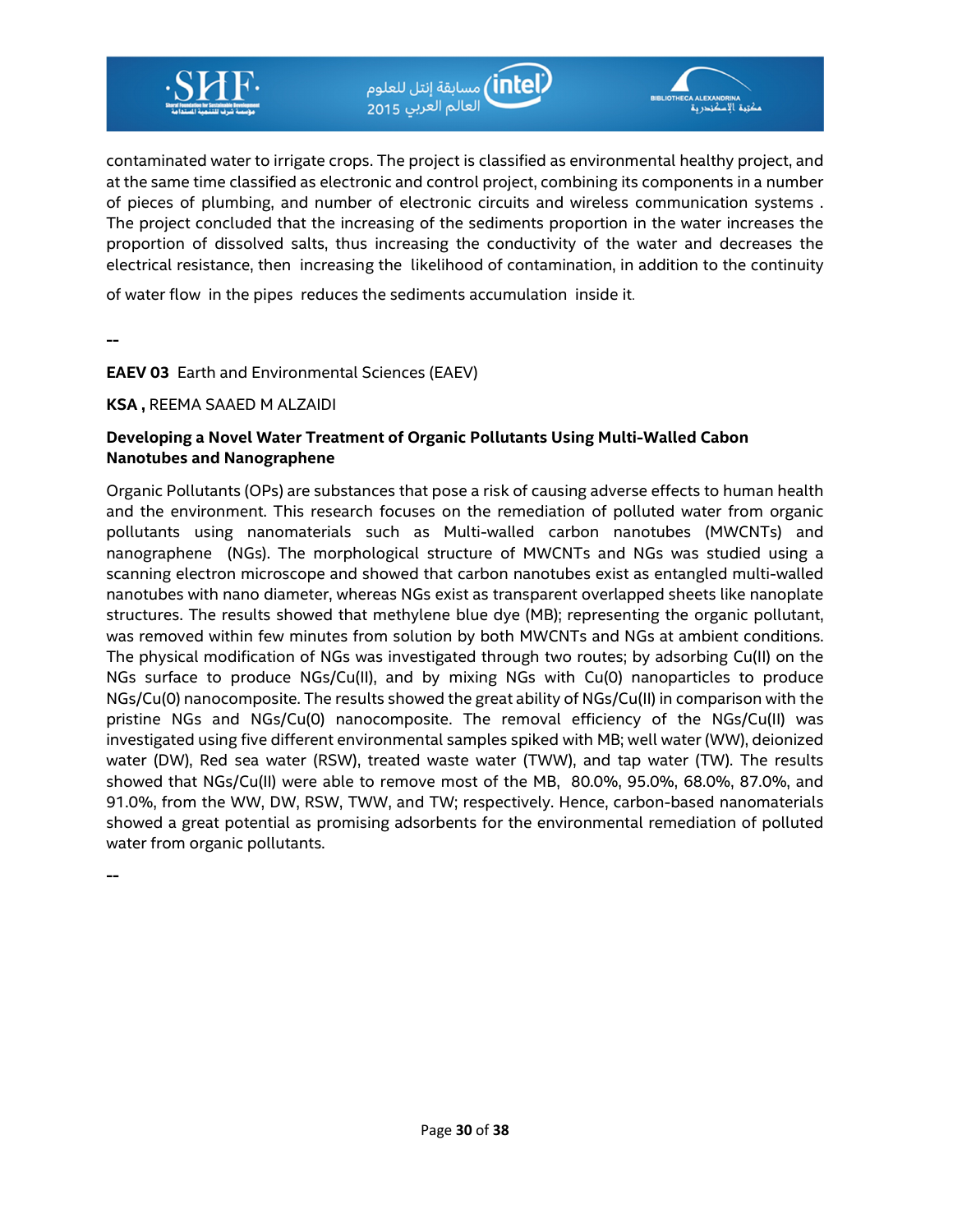contaminated water to irrigate crops. The project is classified as environmental healthy project, and at the same time classified as electronic and control project, combining its components in a number of pieces of plumbing, and number of electronic circuits and wireless communication systems . The project concluded that the increasing of the sediments proportion in the water increases the proportion of dissolved salts, thus increasing the conductivity of the water and decreases the electrical resistance, then increasing the likelihood of contamination, in addition to the continuity of water flow in the pipes reduces the sediments accumulation inside it.

--

**EAEV 03** Earth and Environmental Sciences (EAEV)

**KSA ,** REEMA SAAED M ALZAIDI

**Developing a Novel Water Treatment of Organic Pollutants Using Multi-Walled Cabon Nanotubes and Nanographene**

Organic Pollutants (OPs) are substances that pose a risk of causing adverse effects to human health and the environment. This research focuses on the remediation of polluted water from organic pollutants using nanomaterials such as Multi-walled carbon nanotubes (MWCNTs) and nanographene (NGs). The morphological structure of MWCNTs and NGs was studied using a scanning electron microscope and showed that carbon nanotubes exist as entangled multi-walled nanotubes with nano diameter, whereas NGs exist as transparent overlapped sheets like nanoplate structures. The results showed that methylene blue dye (MB); representing the organic pollutant, was removed within few minutes from solution by both MWCNTs and NGs at ambient conditions. The physical modification of NGs was investigated through two routes; by adsorbing Cu(II) on the NGs surface to produce NGs/Cu(II), and by mixing NGs with Cu(0) nanoparticles to produce NGs/Cu(0) nanocomposite. The results showed the great ability of NGs/Cu(II) in comparison with the pristine NGs and NGs/Cu(0) nanocomposite. The removal efficiency of the NGs/Cu(II) was investigated using five different environmental samples spiked with MB; well water (WW), deionized water (DW), Red sea water (RSW), treated waste water (TWW), and tap water (TW). The results showed that NGs/Cu(II) were able to remove most of the MB, 80.0%, 95.0%, 68.0%, 87.0%, and 91.0%, from the WW, DW, RSW, TWW, and TW; respectively. Hence, carbon-based nanomaterials showed a great potential as promising adsorbents for the environmental remediation of polluted water from organic pollutants.

--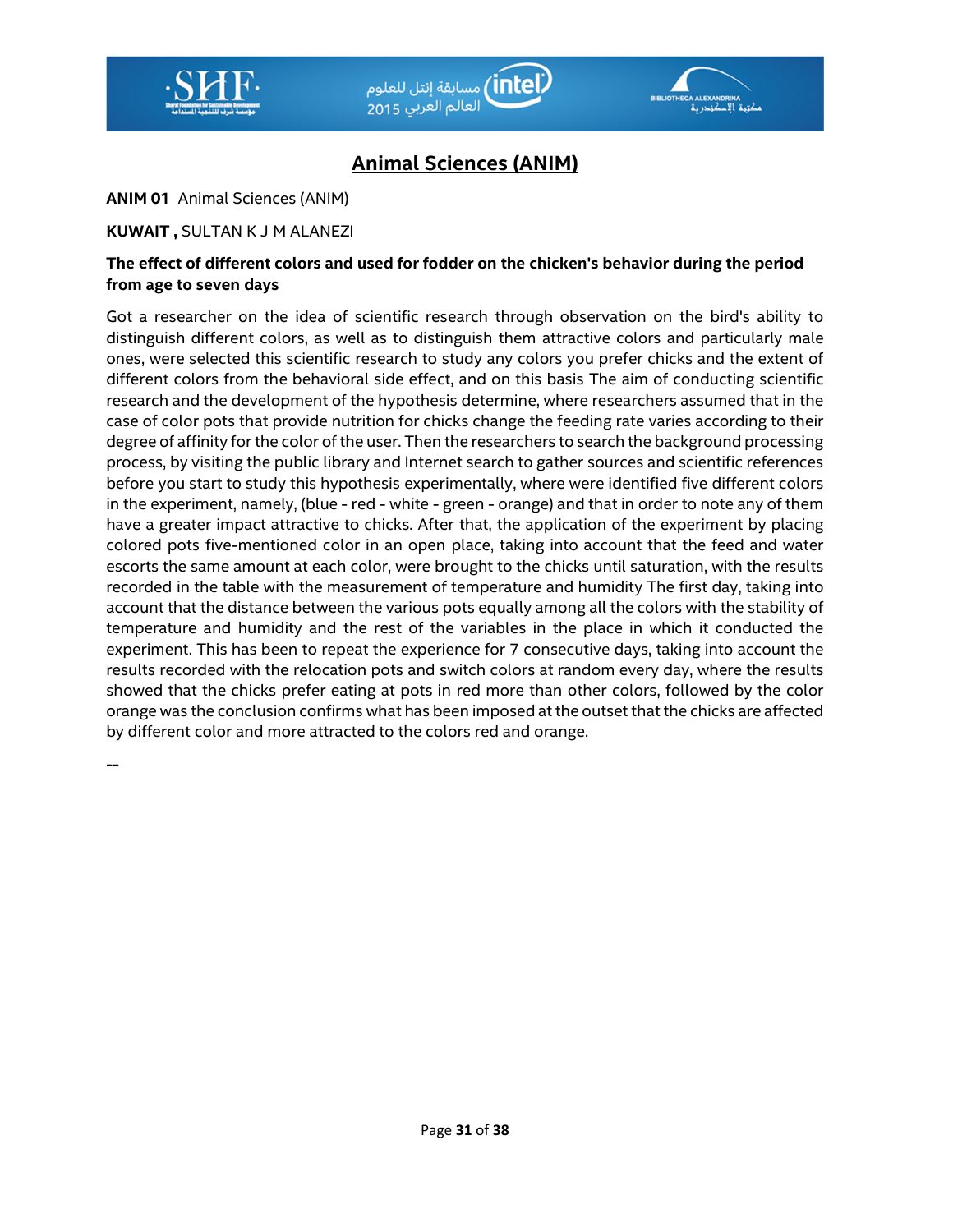## Animal Sciences (ANIM)

**ANIM 01** Animal Sciences (ANIM)

**KUWAIT ,** SULTAN K J M ALANEZI

**The effect of different colors and used for fodder on the chicken's behavior during the period from age to seven days**

Got a researcher on the idea of scientific research through observation on the bird's ability to distinguish different colors, as well as to distinguish them attractive colors and particularly male ones, were selected this scientific research to study any colors you prefer chicks and the extent of different colors from the behavioral side effect, and on this basis The aim of conducting scientific research and the development of the hypothesis determine, where researchers assumed that in the case of color pots that provide nutrition for chicks change the feeding rate varies according to their degree of affinity for the color of the user. Then the researchers to search the background processing process, by visiting the public library and Internet search to gather sources and scientific references before you start to study this hypothesis experimentally, where were identified five different colors in the experiment, namely, (blue - red - white - green - orange) and that in order to note any of them have a greater impact attractive to chicks. After that, the application of the experiment by placing colored pots five-mentioned color in an open place, taking into account that the feed and water escorts the same amount at each color, were brought to the chicks until saturation, with the results recorded in the table with the measurement of temperature and humidity The first day, taking into account that the distance between the various pots equally among all the colors with the stability of temperature and humidity and the rest of the variables in the place in which it conducted the experiment. This has been to repeat the experience for 7 consecutive days, taking into account the results recorded with the relocation pots and switch colors at random every day, where the results showed that the chicks prefer eating at pots in red more than other colors, followed by the color orange was the conclusion confirms what has been imposed at the outset that the chicks are affected by different color and more attracted to the colors red and orange.

--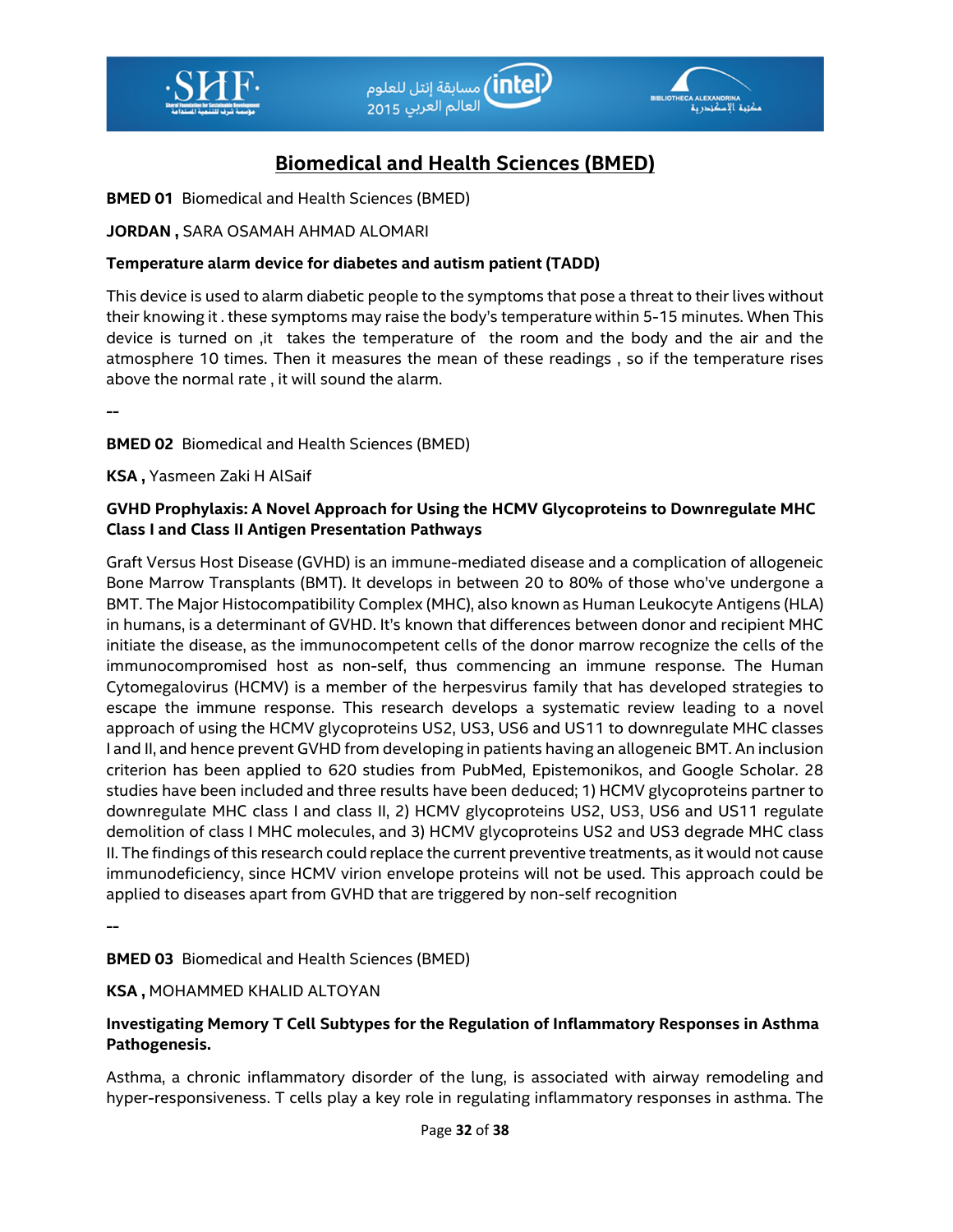## Biomedical and Health Sciences (BMED)

**BMED 01** Biomedical and Health Sciences (BMED)

**JORDAN ,** SARA OSAMAH AHMAD ALOMARI

**Temperature alarm device for diabetes and autism patient (TADD)**

This device is used to alarm diabetic people to the symptoms that pose a threat to their lives without their knowing it . these symptoms may raise the body's temperature within 5-15 minutes. When This device is turned on ,it takes the temperature of the room and the body and the air and the atmosphere 10 times. Then it measures the mean of these readings , so if the temperature rises above the normal rate , it will sound the alarm.

--

**BMED 02** Biomedical and Health Sciences (BMED)

**KSA ,** Yasmeen Zaki H AlSaif

**GVHD Prophylaxis: A Novel Approach for Using the HCMV Glycoproteins to Downregulate MHC Class I and Class II Antigen Presentation Pathways**

Graft Versus Host Disease (GVHD) is an immune-mediated disease and a complication of allogeneic Bone Marrow Transplants (BMT). It develops in between 20 to 80% of those who've undergone a BMT. The Major Histocompatibility Complex (MHC), also known as Human Leukocyte Antigens (HLA) in humans, is a determinant of GVHD. It's known that differences between donor and recipient MHC initiate the disease, as the immunocompetent cells of the donor marrow recognize the cells of the immunocompromised host as non-self, thus commencing an immune response. The Human Cytomegalovirus (HCMV) is a member of the herpesvirus family that has developed strategies to escape the immune response. This research develops a systematic review leading to a novel approach of using the HCMV glycoproteins US2, US3, US6 and US11 to downregulate MHC classes I and II, and hence prevent GVHD from developing in patients having an allogeneic BMT. An inclusion criterion has been applied to 620 studies from PubMed, Epistemonikos, and Google Scholar. 28 studies have been included and three results have been deduced; 1) HCMV glycoproteins partner to downregulate MHC class I and class II, 2) HCMV glycoproteins US2, US3, US6 and US11 regulate demolition of class I MHC molecules, and 3) HCMV glycoproteins US2 and US3 degrade MHC class II. The findings of this research could replace the current preventive treatments, as it would not cause immunodeficiency, since HCMV virion envelope proteins will not be used. This approach could be applied to diseases apart from GVHD that are triggered by non-self recognition

--

**BMED 03** Biomedical and Health Sciences (BMED)

**KSA ,** MOHAMMED KHALID ALTOYAN

**Investigating Memory T Cell Subtypes for the Regulation of Inflammatory Responses in Asthma Pathogenesis.**

Asthma, a chronic inflammatory disorder of the lung, is associated with airway remodeling and hyper-responsiveness. T cells play a key role in regulating inflammatory responses in asthma. The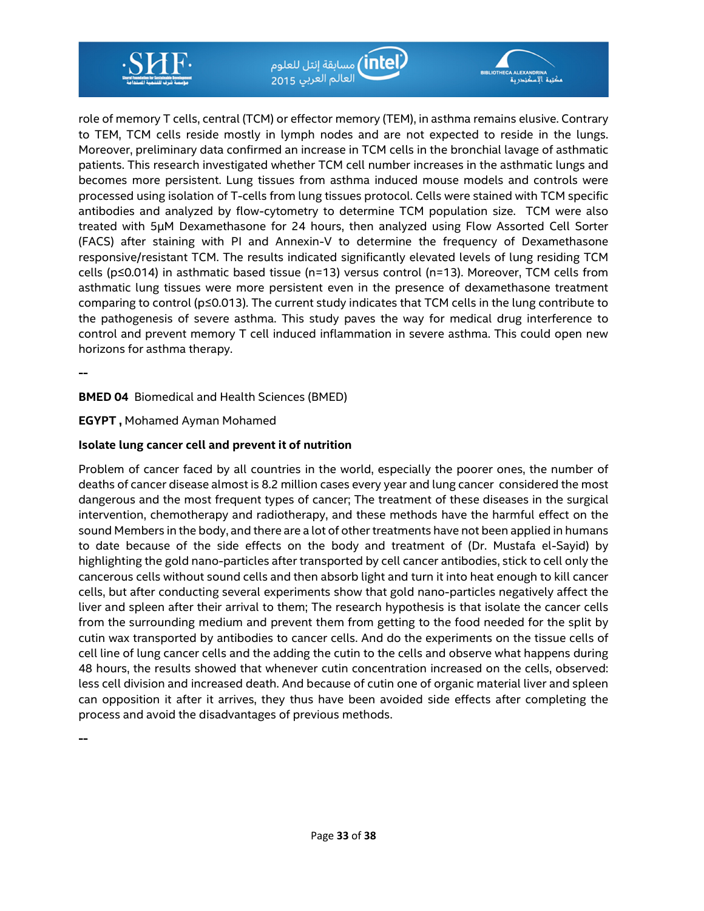role of memory T cells, central (TCM) or effector memory (TEM), in asthma remains elusive. Contrary to TEM, TCM cells reside mostly in lymph nodes and are not expected to reside in the lungs. Moreover, preliminary data confirmed an increase in TCM cells in the bronchial lavage of asthmatic patients. This research investigated whether TCM cell number increases in the asthmatic lungs and becomes more persistent. Lung tissues from asthma induced mouse models and controls were processed using isolation of T-cells from lung tissues protocol. Cells were stained with TCM specific antibodies and analyzed by flow-cytometry to determine TCM population size. TCM were also treated with 5µM Dexamethasone for 24 hours, then analyzed using Flow Assorted Cell Sorter (FACS) after staining with PI and Annexin-V to determine the frequency of Dexamethasone responsive/resistant TCM. The results indicated significantly elevated levels of lung residing TCM cells ($p \leq 0.014$) in asthmatic based tissue (n=13) versus control (n=13). Moreover, TCM cells from asthmatic lung tissues were more persistent even in the presence of dexamethasone treatment comparing to control ($p \leq 0.013$). The current study indicates that TCM cells in the lung contribute to the pathogenesis of severe asthma. This study paves the way for medical drug interference to control and prevent memory T cell induced inflammation in severe asthma. This could open new horizons for asthma therapy.

--

**BMED 04** Biomedical and Health Sciences (BMED)

**EGYPT ,** Mohamed Ayman Mohamed

**Isolate lung cancer cell and prevent it of nutrition**

Problem of cancer faced by all countries in the world, especially the poorer ones, the number of deaths of cancer disease almost is 8.2 million cases every year and lung cancer considered the most dangerous and the most frequent types of cancer; The treatment of these diseases in the surgical intervention, chemotherapy and radiotherapy, and these methods have the harmful effect on the sound Members in the body, and there are a lot of other treatments have not been applied in humans to date because of the side effects on the body and treatment of (Dr. Mustafa el-Sayid) by highlighting the gold nano-particles after transported by cell cancer antibodies, stick to cell only the cancerous cells without sound cells and then absorb light and turn it into heat enough to kill cancer cells, but after conducting several experiments show that gold nano-particles negatively affect the liver and spleen after their arrival to them; The research hypothesis is that isolate the cancer cells from the surrounding medium and prevent them from getting to the food needed for the split by cutin wax transported by antibodies to cancer cells. And do the experiments on the tissue cells of cell line of lung cancer cells and the adding the cutin to the cells and observe what happens during 48 hours, the results showed that whenever cutin concentration increased on the cells, observed: less cell division and increased death. And because of cutin one of organic material liver and spleen can opposition it after it arrives, they thus have been avoided side effects after completing the process and avoid the disadvantages of previous methods.

--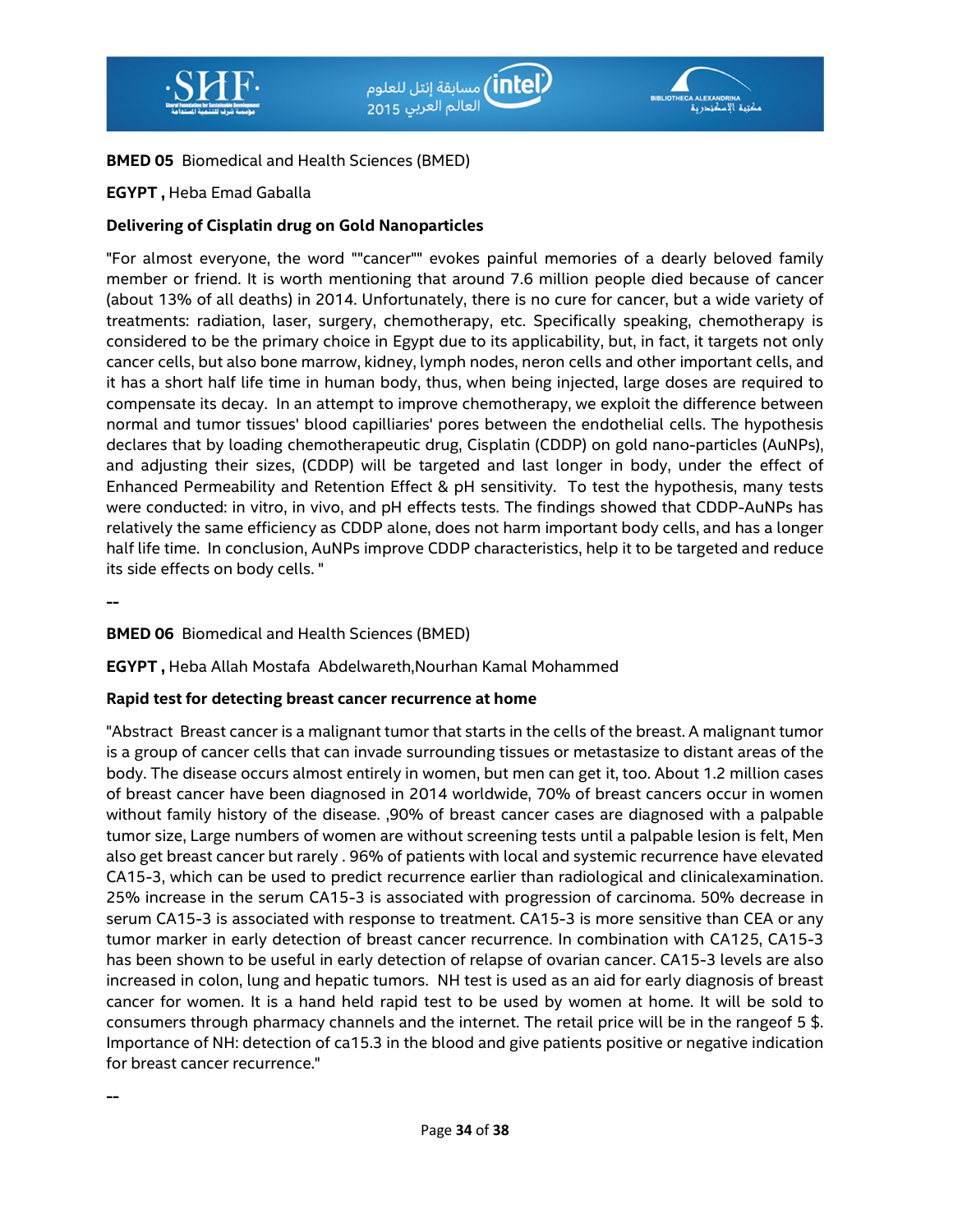**BMED 05** Biomedical and Health Sciences (BMED)

**EGYPT ,** Heba Emad Gaballa

**Delivering of Cisplatin drug on Gold Nanoparticles**

"For almost everyone, the word ""cancer"" evokes painful memories of a dearly beloved family member or friend. It is worth mentioning that around 7.6 million people died because of cancer (about 13% of all deaths) in 2014. Unfortunately, there is no cure for cancer, but a wide variety of treatments: radiation, laser, surgery, chemotherapy, etc. Specifically speaking, chemotherapy is considered to be the primary choice in Egypt due to its applicability, but, in fact, it targets not only cancer cells, but also bone marrow, kidney, lymph nodes, neron cells and other important cells, and it has a short half life time in human body, thus, when being injected, large doses are required to compensate its decay. In an attempt to improve chemotherapy, we exploit the difference between normal and tumor tissues' blood capilliaries' pores between the endothelial cells. The hypothesis declares that by loading chemotherapeutic drug, Cisplatin (CDDP) on gold nano-particles (AuNPs), and adjusting their sizes, (CDDP) will be targeted and last longer in body, under the effect of Enhanced Permeability and Retention Effect & pH sensitivity. To test the hypothesis, many tests were conducted: in vitro, in vivo, and pH effects tests. The findings showed that CDDP-AuNPs has relatively the same efficiency as CDDP alone, does not harm important body cells, and has a longer half life time. In conclusion, AuNPs improve CDDP characteristics, help it to be targeted and reduce its side effects on body cells. "

--

**BMED 06** Biomedical and Health Sciences (BMED)

**EGYPT ,** Heba Allah Mostafa Abdelwareth,Nourhan Kamal Mohammed

**Rapid test for detecting breast cancer recurrence at home**

"Abstract Breast cancer is a malignant tumor that starts in the cells of the breast. A malignant tumor is a group of cancer cells that can invade surrounding tissues or metastasize to distant areas of the body. The disease occurs almost entirely in women, but men can get it, too. About 1.2 million cases of breast cancer have been diagnosed in 2014 worldwide, 70% of breast cancers occur in women without family history of the disease. ,90% of breast cancer cases are diagnosed with a palpable tumor size, Large numbers of women are without screening tests until a palpable lesion is felt, Men also get breast cancer but rarely . 96% of patients with local and systemic recurrence have elevated CA15-3, which can be used to predict recurrence earlier than radiological and clinicalexamination. 25% increase in the serum CA15-3 is associated with progression of carcinoma. 50% decrease in serum CA15-3 is associated with response to treatment. CA15-3 is more sensitive than CEA or any tumor marker in early detection of breast cancer recurrence. In combination with CA125, CA15-3 has been shown to be useful in early detection of relapse of ovarian cancer. CA15-3 levels are also increased in colon, lung and hepatic tumors. NH test is used as an aid for early diagnosis of breast cancer for women. It is a hand held rapid test to be used by women at home. It will be sold to consumers through pharmacy channels and the internet. The retail price will be in the rangeof 5 $. Importance of NH: detection of ca15.3 in the blood and give patients positive or negative indication for breast cancer recurrence."

--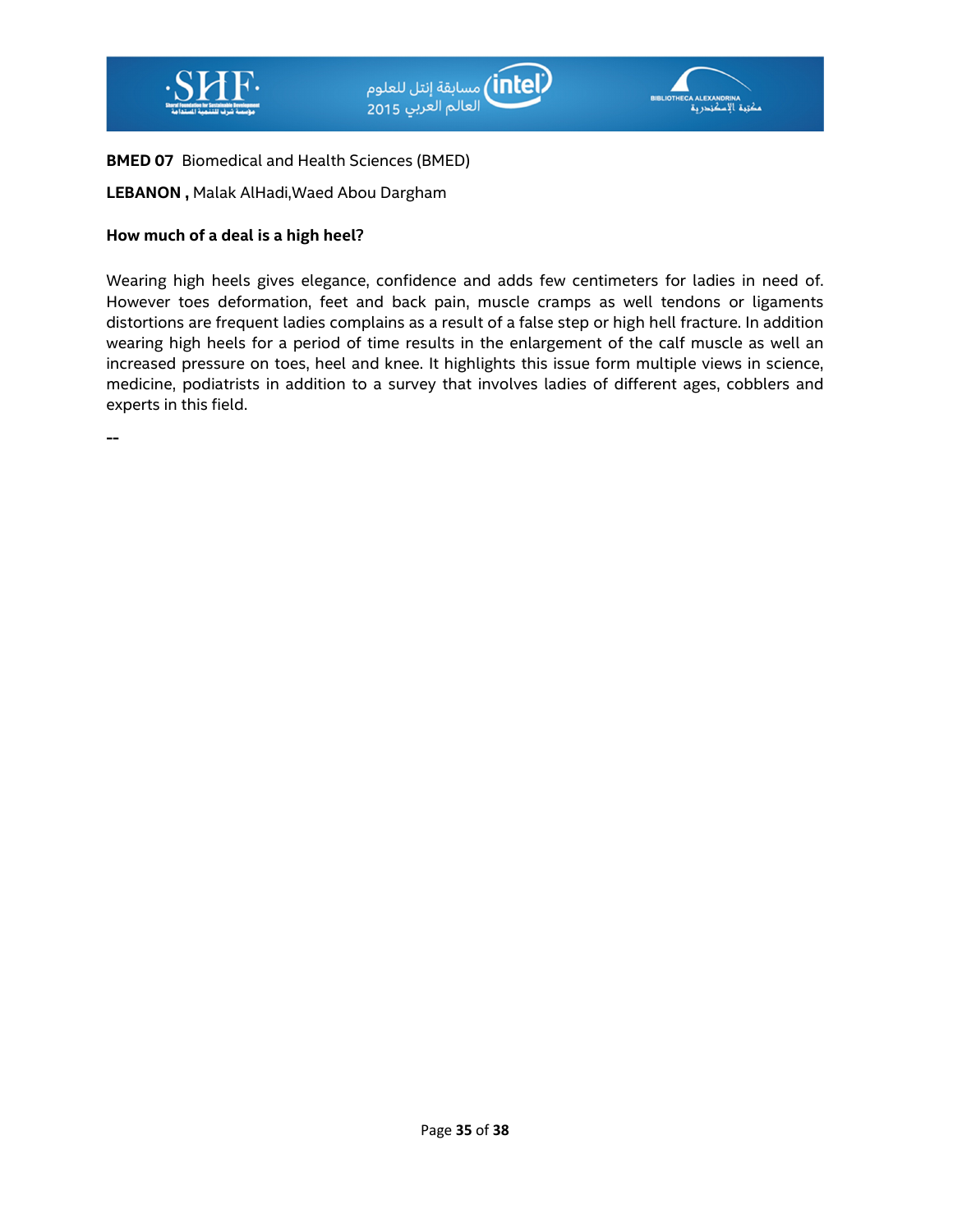**BMED 07** Biomedical and Health Sciences (BMED)

**LEBANON ,** Malak AlHadi,Waed Abou Dargham

**How much of a deal is a high heel?**

Wearing high heels gives elegance, confidence and adds few centimeters for ladies in need of. However toes deformation, feet and back pain, muscle cramps as well tendons or ligaments distortions are frequent ladies complains as a result of a false step or high hell fracture. In addition wearing high heels for a period of time results in the enlargement of the calf muscle as well an increased pressure on toes, heel and knee. It highlights this issue form multiple views in science, medicine, podiatrists in addition to a survey that involves ladies of different ages, cobblers and experts in this field.

--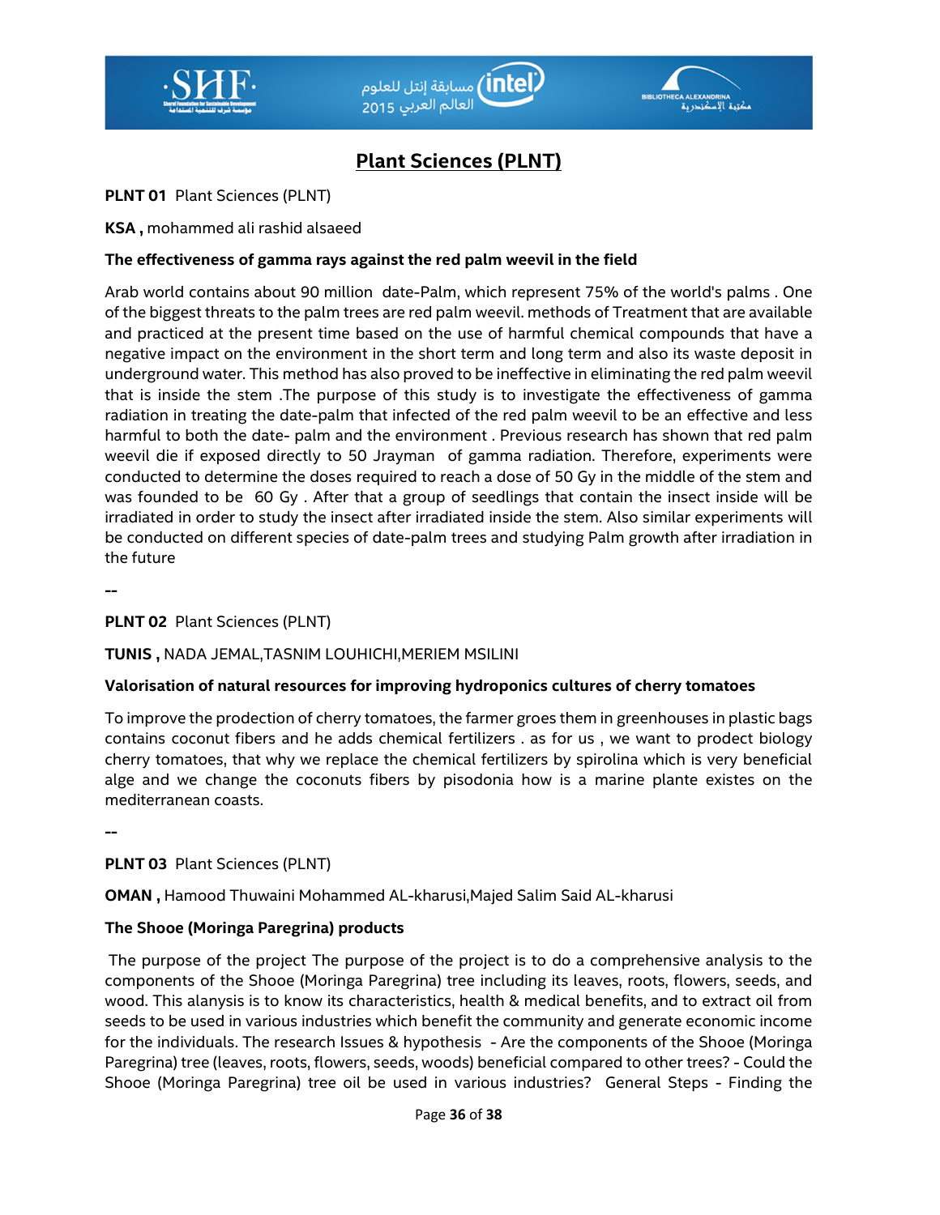# Plant Sciences (PLNT)

**PLNT 01** Plant Sciences (PLNT)

**KSA ,** mohammed ali rashid alsaeed

**The effectiveness of gamma rays against the red palm weevil in the field**

Arab world contains about 90 million date-Palm, which represent 75% of the world's palms . One of the biggest threats to the palm trees are red palm weevil. methods of Treatment that are available and practiced at the present time based on the use of harmful chemical compounds that have a negative impact on the environment in the short term and long term and also its waste deposit in underground water. This method has also proved to be ineffective in eliminating the red palm weevil that is inside the stem .The purpose of this study is to investigate the effectiveness of gamma radiation in treating the date-palm that infected of the red palm weevil to be an effective and less harmful to both the date- palm and the environment . Previous research has shown that red palm weevil die if exposed directly to 50 Jrayman of gamma radiation. Therefore, experiments were conducted to determine the doses required to reach a dose of 50 Gy in the middle of the stem and was founded to be 60 Gy . After that a group of seedlings that contain the insect inside will be irradiated in order to study the insect after irradiated inside the stem. Also similar experiments will be conducted on different species of date-palm trees and studying Palm growth after irradiation in the future

--

**PLNT 02** Plant Sciences (PLNT)

**TUNIS ,** NADA JEMAL,TASNIM LOUHICHI,MERIEM MSILINI

**Valorisation of natural resources for improving hydroponics cultures of cherry tomatoes**

To improve the prodection of cherry tomatoes, the farmer groes them in greenhouses in plastic bags contains coconut fibers and he adds chemical fertilizers . as for us , we want to prodect biology cherry tomatoes, that why we replace the chemical fertilizers by spirolina which is very beneficial alge and we change the coconuts fibers by pisodonia how is a marine plante existes on the mediterranean coasts.

--

**PLNT 03** Plant Sciences (PLNT)

**OMAN ,** Hamood Thuwaini Mohammed AL-kharusi,Majed Salim Said AL-kharusi

**The Shooe (Moringa Paregrina) products**

The purpose of the project The purpose of the project is to do a comprehensive analysis to the components of the Shooe (Moringa Paregrina) tree including its leaves, roots, flowers, seeds, and wood. This alanysis is to know its characteristics, health & medical benefits, and to extract oil from seeds to be used in various industries which benefit the community and generate economic income for the individuals. The research Issues & hypothesis - Are the components of the Shooe (Moringa Paregrina) tree (leaves, roots, flowers, seeds, woods) beneficial compared to other trees? - Could the Shooe (Moringa Paregrina) tree oil be used in various industries? General Steps - Finding the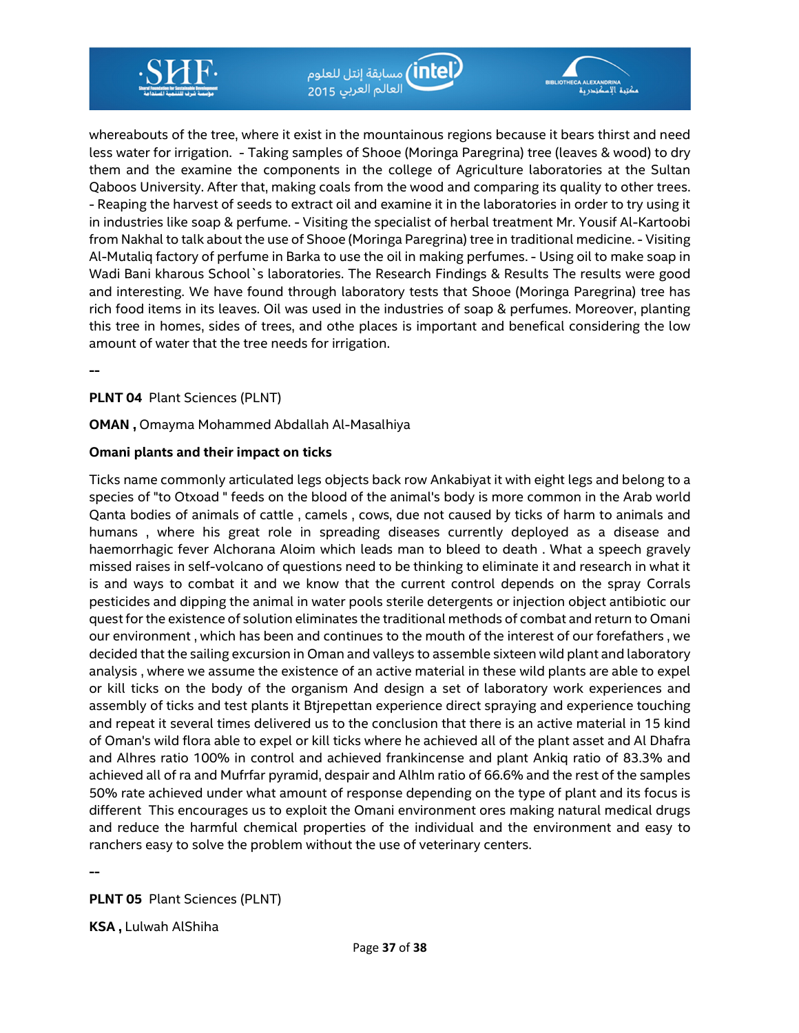whereabouts of the tree, where it exist in the mountainous regions because it bears thirst and need less water for irrigation. - Taking samples of Shooe (Moringa Paregrina) tree (leaves & wood) to dry them and the examine the components in the college of Agriculture laboratories at the Sultan Qaboos University. After that, making coals from the wood and comparing its quality to other trees. - Reaping the harvest of seeds to extract oil and examine it in the laboratories in order to try using it in industries like soap & perfume. - Visiting the specialist of herbal treatment Mr. Yousif Al-Kartoobi from Nakhal to talk about the use of Shooe (Moringa Paregrina) tree in traditional medicine. - Visiting Al-Mutaliq factory of perfume in Barka to use the oil in making perfumes. - Using oil to make soap in Wadi Bani kharous School`s laboratories. The Research Findings & Results The results were good and interesting. We have found through laboratory tests that Shooe (Moringa Paregrina) tree has rich food items in its leaves. Oil was used in the industries of soap & perfumes. Moreover, planting this tree in homes, sides of trees, and othe places is important and benefical considering the low amount of water that the tree needs for irrigation.

--

**PLNT 04** Plant Sciences (PLNT)

**OMAN ,** Omayma Mohammed Abdallah Al-Masalhiya

**Omani plants and their impact on ticks**

Ticks name commonly articulated legs objects back row Ankabiyat it with eight legs and belong to a species of "to Otxoad " feeds on the blood of the animal's body is more common in the Arab world Qanta bodies of animals of cattle , camels , cows, due not caused by ticks of harm to animals and humans , where his great role in spreading diseases currently deployed as a disease and haemorrhagic fever Alchorana Aloim which leads man to bleed to death . What a speech gravely missed raises in self-volcano of questions need to be thinking to eliminate it and research in what it is and ways to combat it and we know that the current control depends on the spray Corrals pesticides and dipping the animal in water pools sterile detergents or injection object antibiotic our quest for the existence of solution eliminates the traditional methods of combat and return to Omani our environment , which has been and continues to the mouth of the interest of our forefathers , we decided that the sailing excursion in Oman and valleys to assemble sixteen wild plant and laboratory analysis , where we assume the existence of an active material in these wild plants are able to expel or kill ticks on the body of the organism And design a set of laboratory work experiences and assembly of ticks and test plants it Btjrepettan experience direct spraying and experience touching and repeat it several times delivered us to the conclusion that there is an active material in 15 kind of Oman's wild flora able to expel or kill ticks where he achieved all of the plant asset and Al Dhafra and Alhres ratio 100% in control and achieved frankincense and plant Ankiq ratio of 83.3% and achieved all of ra and Mufrfar pyramid, despair and Alhlm ratio of 66.6% and the rest of the samples 50% rate achieved under what amount of response depending on the type of plant and its focus is different This encourages us to exploit the Omani environment ores making natural medical drugs and reduce the harmful chemical properties of the individual and the environment and easy to ranchers easy to solve the problem without the use of veterinary centers.

--

**PLNT 05** Plant Sciences (PLNT)

**KSA ,** Lulwah AlShiha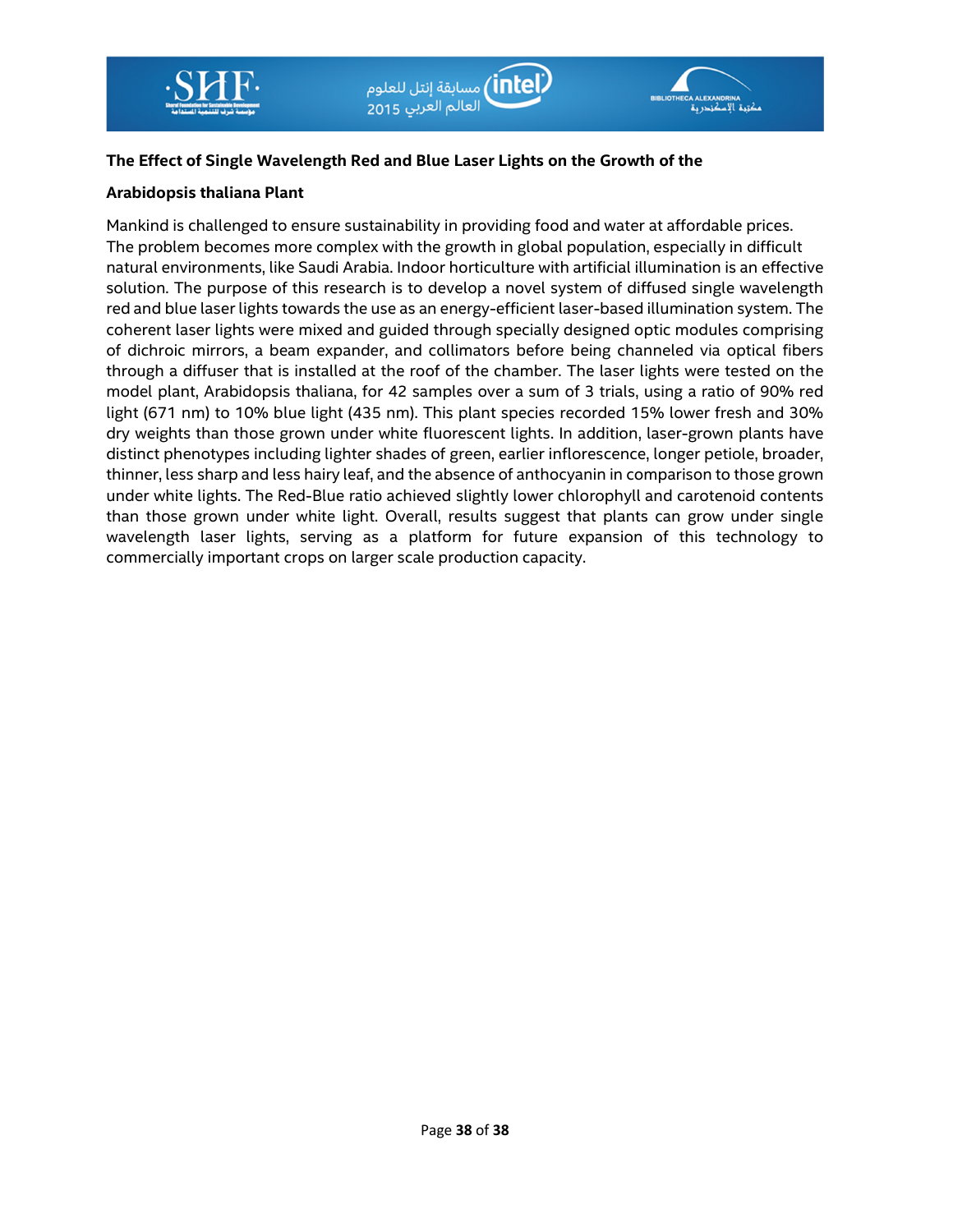**The Effect of Single Wavelength Red and Blue Laser Lights on the Growth of the Arabidopsis thaliana Plant**

Mankind is challenged to ensure sustainability in providing food and water at affordable prices. The problem becomes more complex with the growth in global population, especially in difficult natural environments, like Saudi Arabia. Indoor horticulture with artificial illumination is an effective solution. The purpose of this research is to develop a novel system of diffused single wavelength red and blue laser lights towards the use as an energy-efficient laser-based illumination system. The coherent laser lights were mixed and guided through specially designed optic modules comprising of dichroic mirrors, a beam expander, and collimators before being channeled via optical fibers through a diffuser that is installed at the roof of the chamber. The laser lights were tested on the model plant, Arabidopsis thaliana, for 42 samples over a sum of 3 trials, using a ratio of 90% red light (671 nm) to 10% blue light (435 nm). This plant species recorded 15% lower fresh and 30% dry weights than those grown under white fluorescent lights. In addition, laser-grown plants have distinct phenotypes including lighter shades of green, earlier inflorescence, longer petiole, broader, thinner, less sharp and less hairy leaf, and the absence of anthocyanin in comparison to those grown under white lights. The Red-Blue ratio achieved slightly lower chlorophyll and carotenoid contents than those grown under white light. Overall, results suggest that plants can grow under single wavelength laser lights, serving as a platform for future expansion of this technology to commercially important crops on larger scale production capacity.